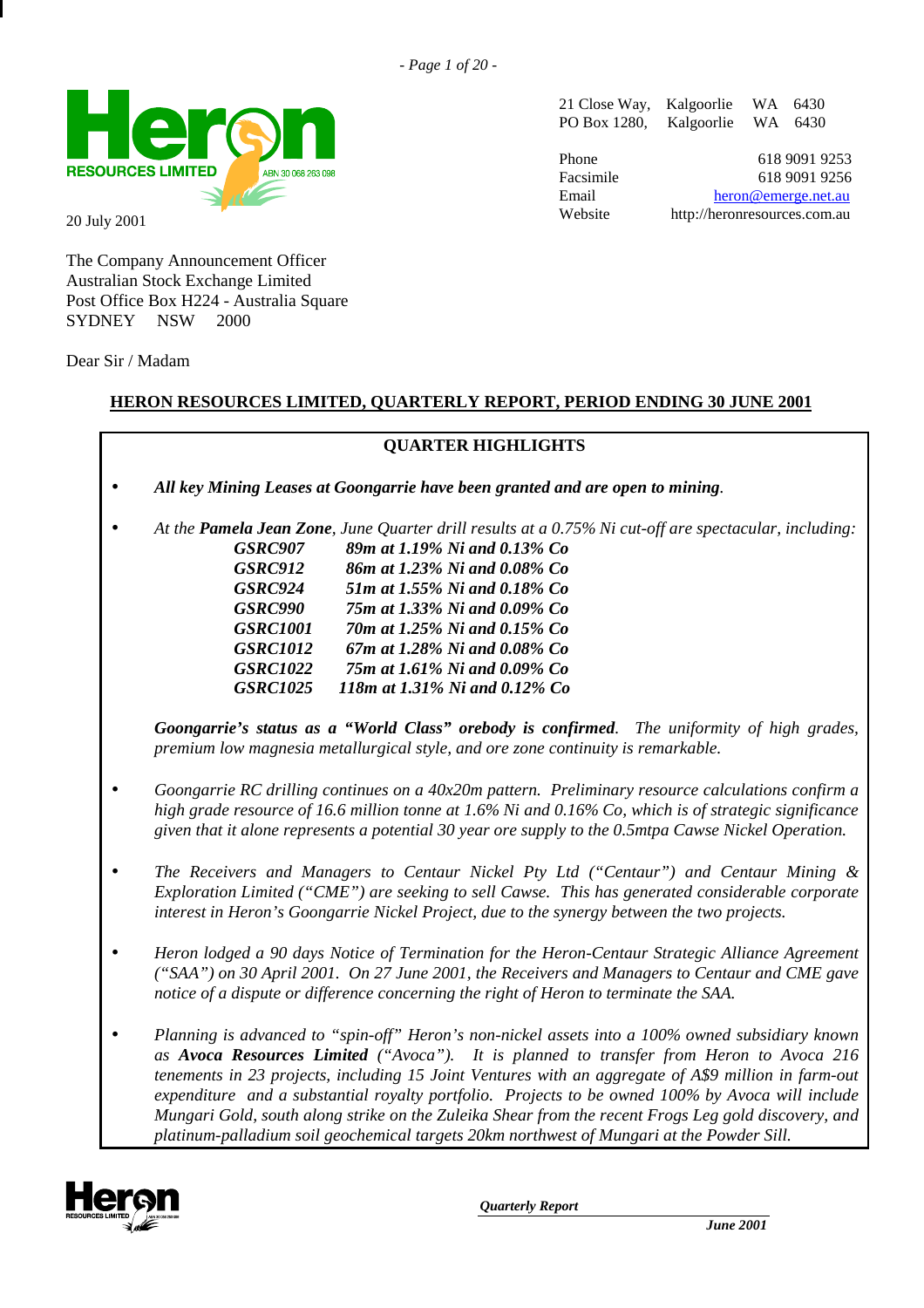Heron RESOURCES LIMITED ABN 30 068 263 098

21 Close Way, Kalgoorlie WA 6430
PO Box 1280, Kalgoorlie WA 6430

Phone 618 9091 9253
Facsimile 618 9091 9256
Email heron@emerge.net.au
Website http://heronresources.com.au

20 July 2001

The Company Announcement Officer
Australian Stock Exchange Limited
Post Office Box H224 - Australia Square
SYDNEY NSW 2000

Dear Sir / Madam

## HERON RESOURCES LIMITED, QUARTERLY REPORT, PERIOD ENDING 30 JUNE 2001

### QUARTER HIGHLIGHTS

- ***All key Mining Leases at Goongarrie have been granted and are open to mining.***

- *At the* ***Pamela Jean Zone****, June Quarter drill results at a 0.75% Ni cut-off are spectacular, including:*

| | |
|---|---|
| ***GSRC907*** | ***89m at 1.19% Ni and 0.13% Co*** |
| ***GSRC912*** | ***86m at 1.23% Ni and 0.08% Co*** |
| ***GSRC924*** | ***51m at 1.55% Ni and 0.18% Co*** |
| ***GSRC990*** | ***75m at 1.33% Ni and 0.09% Co*** |
| ***GSRC1001*** | ***70m at 1.25% Ni and 0.15% Co*** |
| ***GSRC1012*** | ***67m at 1.28% Ni and 0.08% Co*** |
| ***GSRC1022*** | ***75m at 1.61% Ni and 0.09% Co*** |
| ***GSRC1025*** | ***118m at 1.31% Ni and 0.12% Co*** |

  ***Goongarrie's status as a "World Class" orebody is confirmed****. The uniformity of high grades, premium low magnesia metallurgical style, and ore zone continuity is remarkable.*

- *Goongarrie RC drilling continues on a 40x20m pattern. Preliminary resource calculations confirm a high grade resource of 16.6 million tonne at 1.6% Ni and 0.16% Co, which is of strategic significance given that it alone represents a potential 30 year ore supply to the 0.5mtpa Cawse Nickel Operation.*

- *The Receivers and Managers to Centaur Nickel Pty Ltd ("Centaur") and Centaur Mining & Exploration Limited ("CME") are seeking to sell Cawse. This has generated considerable corporate interest in Heron's Goongarrie Nickel Project, due to the synergy between the two projects.*

- *Heron lodged a 90 days Notice of Termination for the Heron-Centaur Strategic Alliance Agreement ("SAA") on 30 April 2001. On 27 June 2001, the Receivers and Managers to Centaur and CME gave notice of a dispute or difference concerning the right of Heron to terminate the SAA.*

- *Planning is advanced to "spin-off" Heron's non-nickel assets into a 100% owned subsidiary known as* ***Avoca Resources Limited*** *("Avoca"). It is planned to transfer from Heron to Avoca 216 tenements in 23 projects, including 15 Joint Ventures with an aggregate of A$9 million in farm-out expenditure and a substantial royalty portfolio. Projects to be owned 100% by Avoca will include Mungari Gold, south along strike on the Zuleika Shear from the recent Frogs Leg gold discovery, and platinum-palladium soil geochemical targets 20km northwest of Mungari at the Powder Sill.*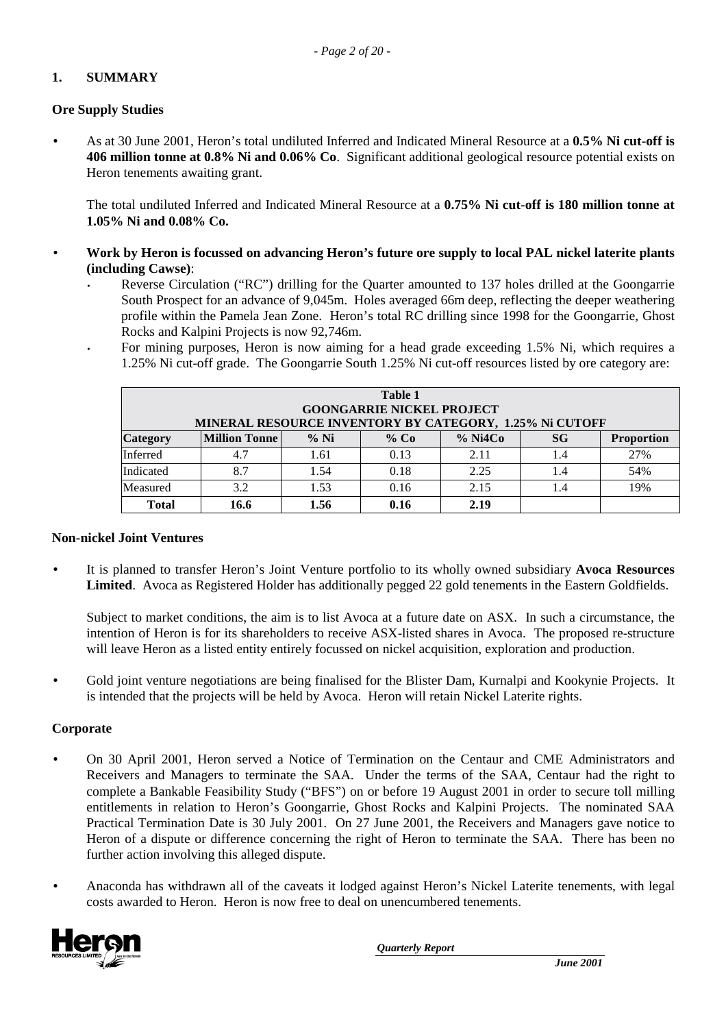## 1. SUMMARY

### Ore Supply Studies

- As at 30 June 2001, Heron's total undiluted Inferred and Indicated Mineral Resource at a **0.5% Ni cut-off is 406 million tonne at 0.8% Ni and 0.06% Co**. Significant additional geological resource potential exists on Heron tenements awaiting grant.

  The total undiluted Inferred and Indicated Mineral Resource at a **0.75% Ni cut-off is 180 million tonne at 1.05% Ni and 0.08% Co.**

- **Work by Heron is focussed on advancing Heron's future ore supply to local PAL nickel laterite plants (including Cawse)**:
  - Reverse Circulation ("RC") drilling for the Quarter amounted to 137 holes drilled at the Goongarrie South Prospect for an advance of 9,045m. Holes averaged 66m deep, reflecting the deeper weathering profile within the Pamela Jean Zone. Heron's total RC drilling since 1998 for the Goongarrie, Ghost Rocks and Kalpini Projects is now 92,746m.
  - For mining purposes, Heron is now aiming for a head grade exceeding 1.5% Ni, which requires a 1.25% Ni cut-off grade. The Goongarrie South 1.25% Ni cut-off resources listed by ore category are:

**Table 1**
**GOONGARRIE NICKEL PROJECT**
**MINERAL RESOURCE INVENTORY BY CATEGORY, 1.25% Ni CUTOFF**

| Category | Million Tonne | % Ni | % Co | % Ni4Co | SG | Proportion |
|---|---|---|---|---|---|---|
| Inferred | 4.7 | 1.61 | 0.13 | 2.11 | 1.4 | 27% |
| Indicated | 8.7 | 1.54 | 0.18 | 2.25 | 1.4 | 54% |
| Measured | 3.2 | 1.53 | 0.16 | 2.15 | 1.4 | 19% |
| **Total** | **16.6** | **1.56** | **0.16** | **2.19** | | |

### Non-nickel Joint Ventures

- It is planned to transfer Heron's Joint Venture portfolio to its wholly owned subsidiary **Avoca Resources Limited**. Avoca as Registered Holder has additionally pegged 22 gold tenements in the Eastern Goldfields.

  Subject to market conditions, the aim is to list Avoca at a future date on ASX. In such a circumstance, the intention of Heron is for its shareholders to receive ASX-listed shares in Avoca. The proposed re-structure will leave Heron as a listed entity entirely focussed on nickel acquisition, exploration and production.

- Gold joint venture negotiations are being finalised for the Blister Dam, Kurnalpi and Kookynie Projects. It is intended that the projects will be held by Avoca. Heron will retain Nickel Laterite rights.

### Corporate

- On 30 April 2001, Heron served a Notice of Termination on the Centaur and CME Administrators and Receivers and Managers to terminate the SAA. Under the terms of the SAA, Centaur had the right to complete a Bankable Feasibility Study ("BFS") on or before 19 August 2001 in order to secure toll milling entitlements in relation to Heron's Goongarrie, Ghost Rocks and Kalpini Projects. The nominated SAA Practical Termination Date is 30 July 2001. On 27 June 2001, the Receivers and Managers gave notice to Heron of a dispute or difference concerning the right of Heron to terminate the SAA. There has been no further action involving this alleged dispute.

- Anaconda has withdrawn all of the caveats it lodged against Heron's Nickel Laterite tenements, with legal costs awarded to Heron. Heron is now free to deal on unencumbered tenements.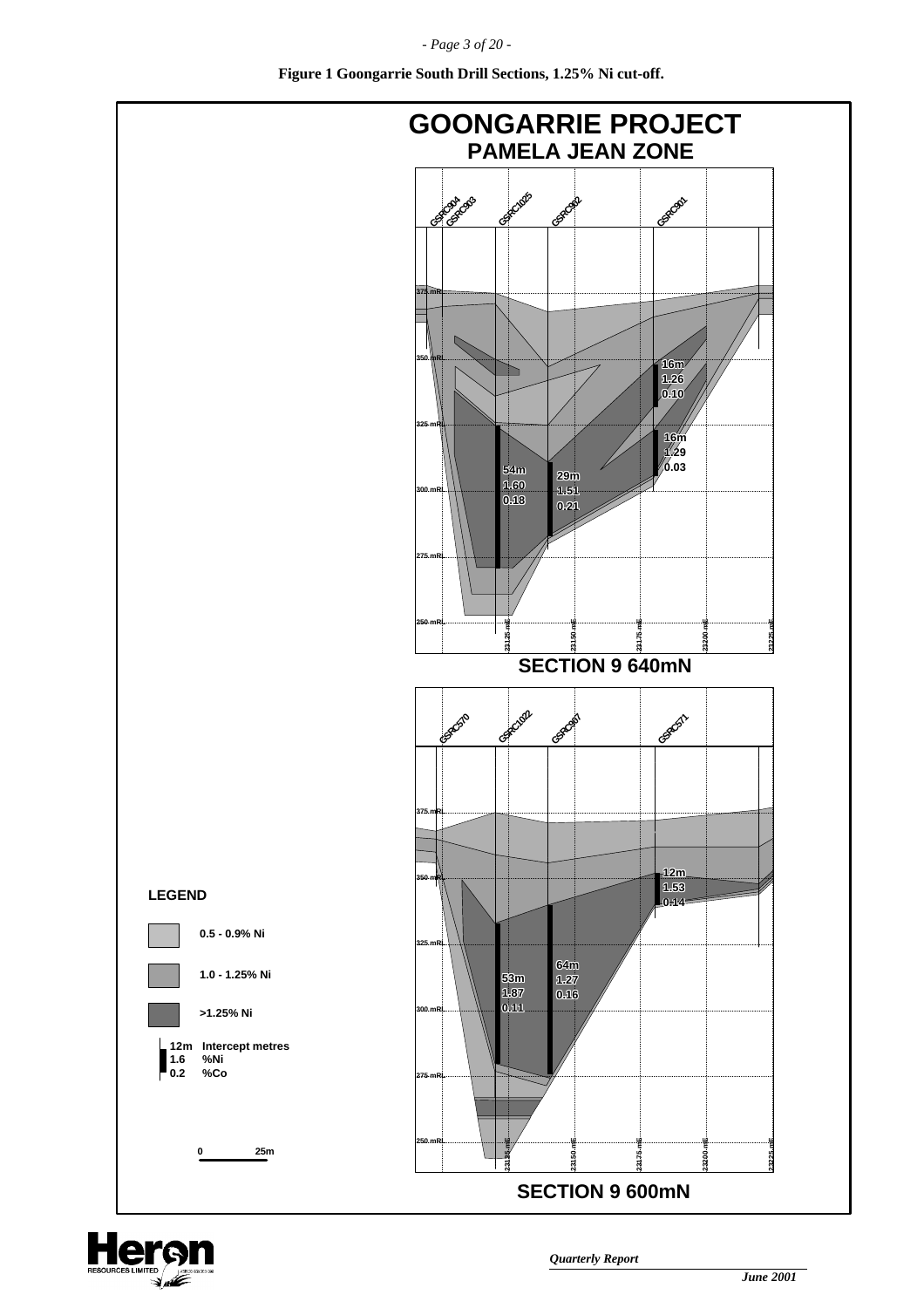**Figure 1 Goongarrie South Drill Sections, 1.25% Ni cut-off.**

# GOONGARRIE PROJECT

## PAMELA JEAN ZONE

GSRC904 GSRC903 GSRC1025 GSRC962 GSRC901

375 mRL
350 mRL
325 mRL
300 mRL
275 mRL
250 mRL

16m
1.26
0.10

16m
1.29
0.03

54m
1.60
0.18

29m
1.51
0.21

23125 mE 23150 mE 23175 mE 23200 mE 23225 mE

**SECTION 9 640mN**

GSRC570 GSRC1022 GSRC907 GSRC571

375 mRL
350 mRL
325 mRL
300 mRL
275 mRL
250 mRL

12m
1.53
0.14

64m
1.27
0.16

53m
1.87
0.11

23125 mE 23150 mE 23175 mE 23200 mE 23225 mE

**SECTION 9 600mN**

**LEGEND**

- 0.5 - 0.9% Ni
- 1.0 - 1.25% Ni
- >1.25% Ni

12m Intercept metres
1.6 %Ni
0.2 %Co

0 25m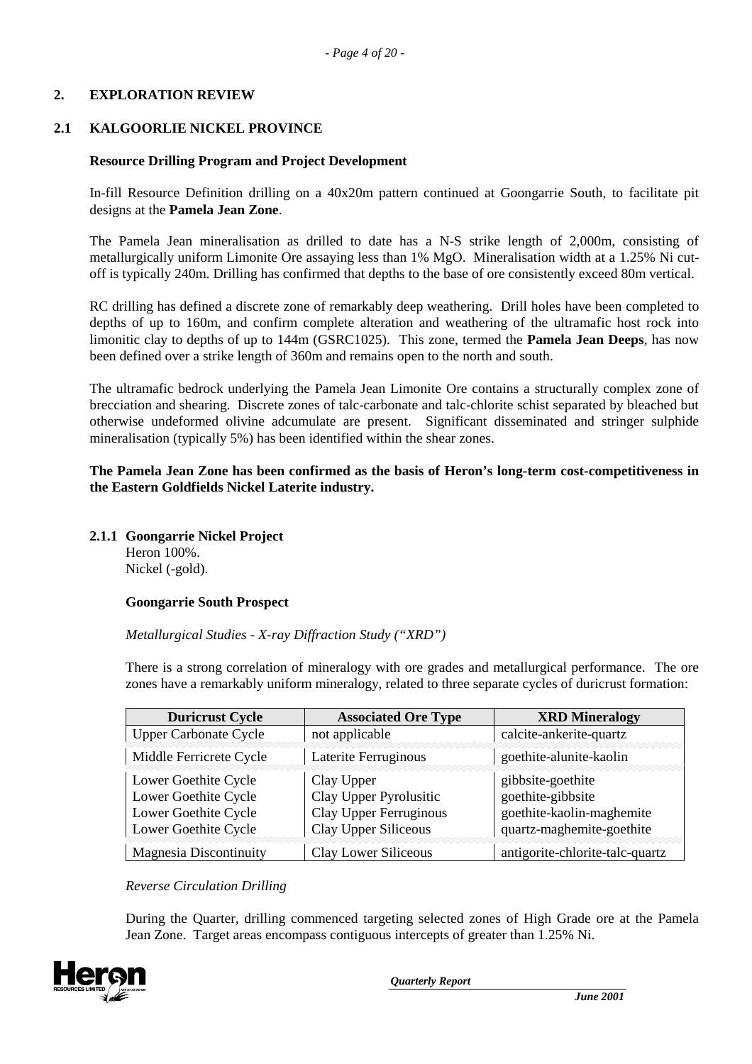## 2. EXPLORATION REVIEW

### 2.1 KALGOORLIE NICKEL PROVINCE

**Resource Drilling Program and Project Development**

In-fill Resource Definition drilling on a 40x20m pattern continued at Goongarrie South, to facilitate pit designs at the **Pamela Jean Zone**.

The Pamela Jean mineralisation as drilled to date has a N-S strike length of 2,000m, consisting of metallurgically uniform Limonite Ore assaying less than 1% MgO. Mineralisation width at a 1.25% Ni cut-off is typically 240m. Drilling has confirmed that depths to the base of ore consistently exceed 80m vertical.

RC drilling has defined a discrete zone of remarkably deep weathering. Drill holes have been completed to depths of up to 160m, and confirm complete alteration and weathering of the ultramafic host rock into limonitic clay to depths of up to 144m (GSRC1025). This zone, termed the **Pamela Jean Deeps**, has now been defined over a strike length of 360m and remains open to the north and south.

The ultramafic bedrock underlying the Pamela Jean Limonite Ore contains a structurally complex zone of brecciation and shearing. Discrete zones of talc-carbonate and talc-chlorite schist separated by bleached but otherwise undeformed olivine adcumulate are present. Significant disseminated and stringer sulphide mineralisation (typically 5%) has been identified within the shear zones.

**The Pamela Jean Zone has been confirmed as the basis of Heron's long-term cost-competitiveness in the Eastern Goldfields Nickel Laterite industry.**

#### 2.1.1 Goongarrie Nickel Project

Heron 100%.
Nickel (-gold).

**Goongarrie South Prospect**

*Metallurgical Studies - X-ray Diffraction Study ("XRD")*

There is a strong correlation of mineralogy with ore grades and metallurgical performance. The ore zones have a remarkably uniform mineralogy, related to three separate cycles of duricrust formation:

| Duricrust Cycle | Associated Ore Type | XRD Mineralogy |
|---|---|---|
| Upper Carbonate Cycle | not applicable | calcite-ankerite-quartz |
| Middle Ferricrete Cycle | Laterite Ferruginous | goethite-alunite-kaolin |
| Lower Goethite Cycle | Clay Upper | gibbsite-goethite |
| Lower Goethite Cycle | Clay Upper Pyrolusitic | goethite-gibbsite |
| Lower Goethite Cycle | Clay Upper Ferruginous | goethite-kaolin-maghemite |
| Lower Goethite Cycle | Clay Upper Siliceous | quartz-maghemite-goethite |
| Magnesia Discontinuity | Clay Lower Siliceous | antigorite-chlorite-talc-quartz |

*Reverse Circulation Drilling*

During the Quarter, drilling commenced targeting selected zones of High Grade ore at the Pamela Jean Zone. Target areas encompass contiguous intercepts of greater than 1.25% Ni.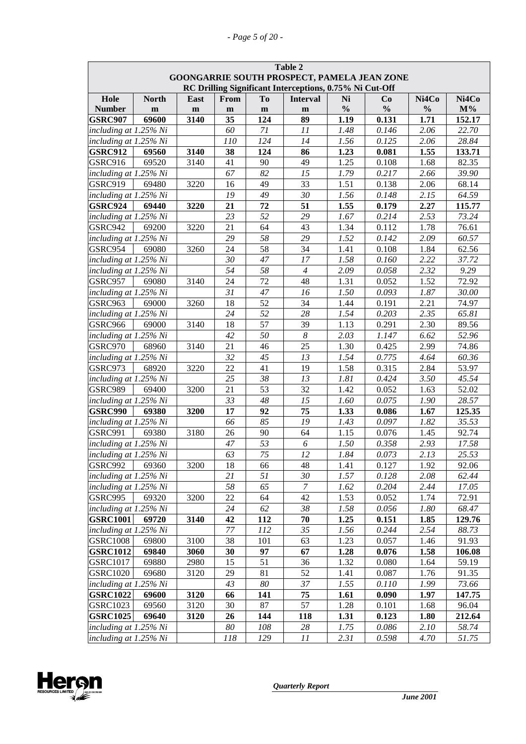| **Table 2** | | | | | | | | | |
|---|---|---|---|---|---|---|---|---|---|
| **GOONGARRIE SOUTH PROSPECT, PAMELA JEAN ZONE** | | | | | | | | | |
| **RC Drilling Significant Interceptions, 0.75% Ni Cut-Off** | | | | | | | | | |
| **Hole Number** | **North m** | **East m** | **From m** | **To m** | **Interval m** | **Ni %** | **Co %** | **Ni4Co %** | **Ni4Co M%** |
| **GSRC907** | **69600** | **3140** | **35** | **124** | **89** | **1.19** | **0.131** | **1.71** | **152.17** |
| *including at 1.25% Ni* | | | *60* | *71* | *11* | *1.48* | *0.146* | *2.06* | *22.70* |
| *including at 1.25% Ni* | | | *110* | *124* | *14* | *1.56* | *0.125* | *2.06* | *28.84* |
| **GSRC912** | **69560** | **3140** | **38** | **124** | **86** | **1.23** | **0.081** | **1.55** | **133.71** |
| GSRC916 | 69520 | 3140 | 41 | 90 | 49 | 1.25 | 0.108 | 1.68 | 82.35 |
| *including at 1.25% Ni* | | | *67* | *82* | *15* | *1.79* | *0.217* | *2.66* | *39.90* |
| GSRC919 | 69480 | 3220 | 16 | 49 | 33 | 1.51 | 0.138 | 2.06 | 68.14 |
| *including at 1.25% Ni* | | | *19* | *49* | *30* | *1.56* | *0.148* | *2.15* | *64.59* |
| **GSRC924** | **69440** | **3220** | **21** | **72** | **51** | **1.55** | **0.179** | **2.27** | **115.77** |
| *including at 1.25% Ni* | | | *23* | *52* | *29* | *1.67* | *0.214* | *2.53* | *73.24* |
| GSRC942 | 69200 | 3220 | 21 | 64 | 43 | 1.34 | 0.112 | 1.78 | 76.61 |
| *including at 1.25% Ni* | | | *29* | *58* | *29* | *1.52* | *0.142* | *2.09* | *60.57* |
| GSRC954 | 69080 | 3260 | 24 | 58 | 34 | 1.41 | 0.108 | 1.84 | 62.56 |
| *including at 1.25% Ni* | | | *30* | *47* | *17* | *1.58* | *0.160* | *2.22* | *37.72* |
| *including at 1.25% Ni* | | | *54* | *58* | *4* | *2.09* | *0.058* | *2.32* | *9.29* |
| GSRC957 | 69080 | 3140 | 24 | 72 | 48 | 1.31 | 0.052 | 1.52 | 72.92 |
| *including at 1.25% Ni* | | | *31* | *47* | *16* | *1.50* | *0.093* | *1.87* | *30.00* |
| GSRC963 | 69000 | 3260 | 18 | 52 | 34 | 1.44 | 0.191 | 2.21 | 74.97 |
| *including at 1.25% Ni* | | | *24* | *52* | *28* | *1.54* | *0.203* | *2.35* | *65.81* |
| GSRC966 | 69000 | 3140 | 18 | 57 | 39 | 1.13 | 0.291 | 2.30 | 89.56 |
| *including at 1.25% Ni* | | | *42* | *50* | *8* | *2.03* | *1.147* | *6.62* | *52.96* |
| GSRC970 | 68960 | 3140 | 21 | 46 | 25 | 1.30 | 0.425 | 2.99 | 74.86 |
| *including at 1.25% Ni* | | | *32* | *45* | *13* | *1.54* | *0.775* | *4.64* | *60.36* |
| GSRC973 | 68920 | 3220 | 22 | 41 | 19 | 1.58 | 0.315 | 2.84 | 53.97 |
| *including at 1.25% Ni* | | | *25* | *38* | *13* | *1.81* | *0.424* | *3.50* | *45.54* |
| GSRC989 | 69400 | 3200 | 21 | 53 | 32 | 1.42 | 0.052 | 1.63 | 52.02 |
| *including at 1.25% Ni* | | | *33* | *48* | *15* | *1.60* | *0.075* | *1.90* | *28.57* |
| **GSRC990** | **69380** | **3200** | **17** | **92** | **75** | **1.33** | **0.086** | **1.67** | **125.35** |
| *including at 1.25% Ni* | | | *66* | *85* | *19* | *1.43* | *0.097* | *1.82* | *35.53* |
| GSRC991 | 69380 | 3180 | 26 | 90 | 64 | 1.15 | 0.076 | 1.45 | 92.74 |
| *including at 1.25% Ni* | | | *47* | *53* | *6* | *1.50* | *0.358* | *2.93* | *17.58* |
| *including at 1.25% Ni* | | | *63* | *75* | *12* | *1.84* | *0.073* | *2.13* | *25.53* |
| GSRC992 | 69360 | 3200 | 18 | 66 | 48 | 1.41 | 0.127 | 1.92 | 92.06 |
| *including at 1.25% Ni* | | | *21* | *51* | *30* | *1.57* | *0.128* | *2.08* | *62.44* |
| *including at 1.25% Ni* | | | *58* | *65* | *7* | *1.62* | *0.204* | *2.44* | *17.05* |
| GSRC995 | 69320 | 3200 | 22 | 64 | 42 | 1.53 | 0.052 | 1.74 | 72.91 |
| *including at 1.25% Ni* | | | *24* | *62* | *38* | *1.58* | *0.056* | *1.80* | *68.47* |
| **GSRC1001** | **69720** | **3140** | **42** | **112** | **70** | **1.25** | **0.151** | **1.85** | **129.76** |
| *including at 1.25% Ni* | | | *77* | *112* | *35* | *1.56* | *0.244* | *2.54* | *88.73* |
| GSRC1008 | 69800 | 3100 | 38 | 101 | 63 | 1.23 | 0.057 | 1.46 | 91.93 |
| **GSRC1012** | **69840** | **3060** | **30** | **97** | **67** | **1.28** | **0.076** | **1.58** | **106.08** |
| GSRC1017 | 69880 | 2980 | 15 | 51 | 36 | 1.32 | 0.080 | 1.64 | 59.19 |
| GSRC1020 | 69680 | 3120 | 29 | 81 | 52 | 1.41 | 0.087 | 1.76 | 91.35 |
| *including at 1.25% Ni* | | | *43* | *80* | *37* | *1.55* | *0.110* | *1.99* | *73.66* |
| **GSRC1022** | **69600** | **3120** | **66** | **141** | **75** | **1.61** | **0.090** | **1.97** | **147.75** |
| GSRC1023 | 69560 | 3120 | 30 | 87 | 57 | 1.28 | 0.101 | 1.68 | 96.04 |
| **GSRC1025** | **69640** | **3120** | **26** | **144** | **118** | **1.31** | **0.123** | **1.80** | **212.64** |
| *including at 1.25% Ni* | | | *80* | *108* | *28* | *1.75* | *0.086* | *2.10* | *58.74* |
| *including at 1.25% Ni* | | | *118* | *129* | *11* | *2.31* | *0.598* | *4.70* | *51.75* |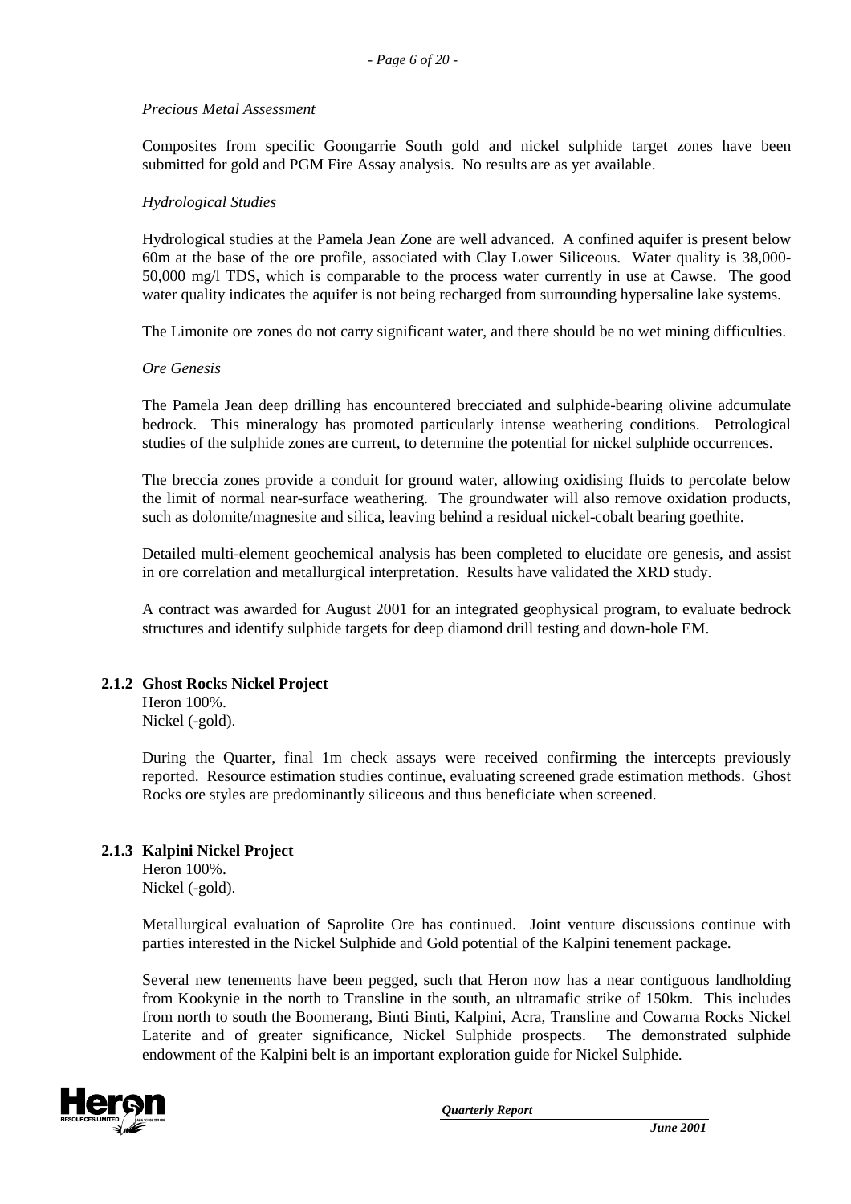*Precious Metal Assessment*

Composites from specific Goongarrie South gold and nickel sulphide target zones have been submitted for gold and PGM Fire Assay analysis. No results are as yet available.

*Hydrological Studies*

Hydrological studies at the Pamela Jean Zone are well advanced. A confined aquifer is present below 60m at the base of the ore profile, associated with Clay Lower Siliceous. Water quality is 38,000-50,000 mg/l TDS, which is comparable to the process water currently in use at Cawse. The good water quality indicates the aquifer is not being recharged from surrounding hypersaline lake systems.

The Limonite ore zones do not carry significant water, and there should be no wet mining difficulties.

*Ore Genesis*

The Pamela Jean deep drilling has encountered brecciated and sulphide-bearing olivine adcumulate bedrock. This mineralogy has promoted particularly intense weathering conditions. Petrological studies of the sulphide zones are current, to determine the potential for nickel sulphide occurrences.

The breccia zones provide a conduit for ground water, allowing oxidising fluids to percolate below the limit of normal near-surface weathering. The groundwater will also remove oxidation products, such as dolomite/magnesite and silica, leaving behind a residual nickel-cobalt bearing goethite.

Detailed multi-element geochemical analysis has been completed to elucidate ore genesis, and assist in ore correlation and metallurgical interpretation. Results have validated the XRD study.

A contract was awarded for August 2001 for an integrated geophysical program, to evaluate bedrock structures and identify sulphide targets for deep diamond drill testing and down-hole EM.

### 2.1.2 Ghost Rocks Nickel Project

Heron 100%.
Nickel (-gold).

During the Quarter, final 1m check assays were received confirming the intercepts previously reported. Resource estimation studies continue, evaluating screened grade estimation methods. Ghost Rocks ore styles are predominantly siliceous and thus beneficiate when screened.

### 2.1.3 Kalpini Nickel Project

Heron 100%.
Nickel (-gold).

Metallurgical evaluation of Saprolite Ore has continued. Joint venture discussions continue with parties interested in the Nickel Sulphide and Gold potential of the Kalpini tenement package.

Several new tenements have been pegged, such that Heron now has a near contiguous landholding from Kookynie in the north to Transline in the south, an ultramafic strike of 150km. This includes from north to south the Boomerang, Binti Binti, Kalpini, Acra, Transline and Cowarna Rocks Nickel Laterite and of greater significance, Nickel Sulphide prospects. The demonstrated sulphide endowment of the Kalpini belt is an important exploration guide for Nickel Sulphide.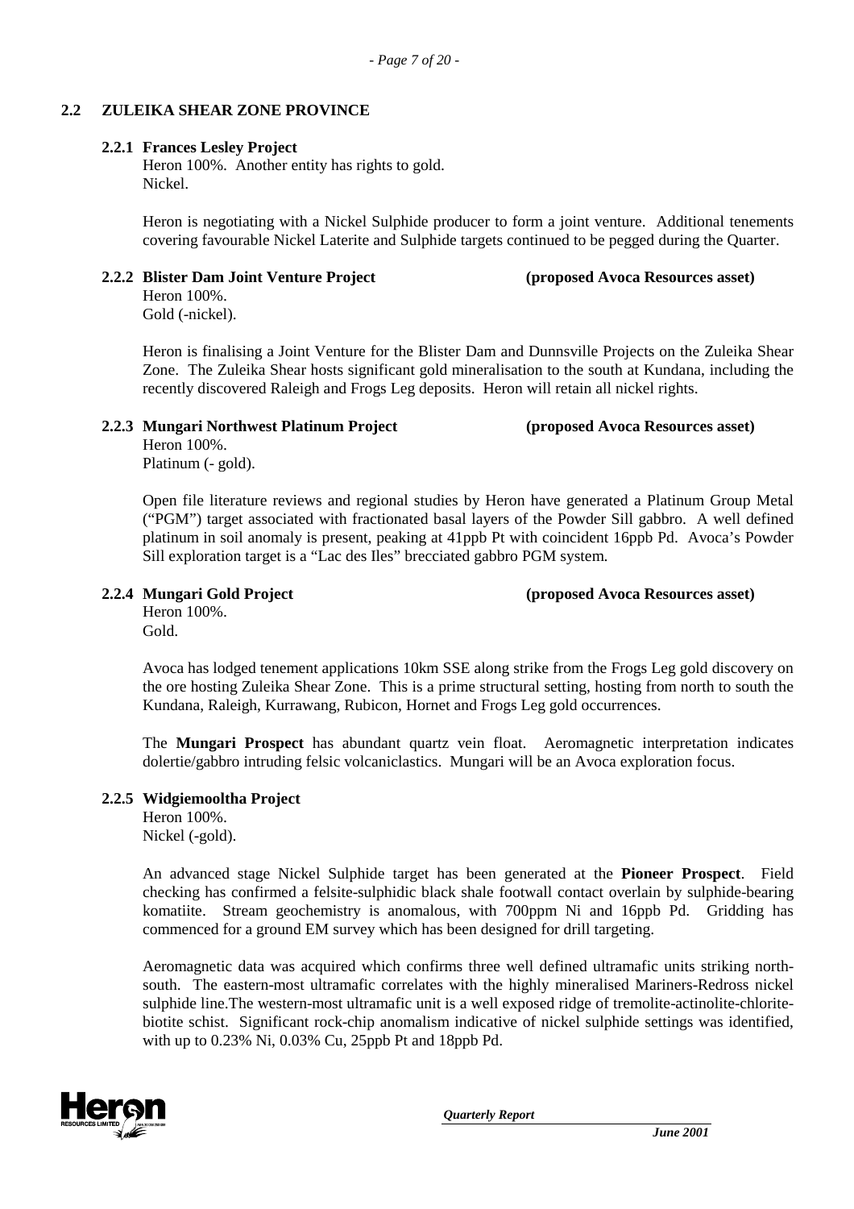## 2.2 ZULEIKA SHEAR ZONE PROVINCE

### 2.2.1 Frances Lesley Project

Heron 100%. Another entity has rights to gold.
Nickel.

Heron is negotiating with a Nickel Sulphide producer to form a joint venture. Additional tenements covering favourable Nickel Laterite and Sulphide targets continued to be pegged during the Quarter.

### 2.2.2 Blister Dam Joint Venture Project (proposed Avoca Resources asset)

Heron 100%.
Gold (-nickel).

Heron is finalising a Joint Venture for the Blister Dam and Dunnsville Projects on the Zuleika Shear Zone. The Zuleika Shear hosts significant gold mineralisation to the south at Kundana, including the recently discovered Raleigh and Frogs Leg deposits. Heron will retain all nickel rights.

### 2.2.3 Mungari Northwest Platinum Project (proposed Avoca Resources asset)

Heron 100%.
Platinum (- gold).

Open file literature reviews and regional studies by Heron have generated a Platinum Group Metal ("PGM") target associated with fractionated basal layers of the Powder Sill gabbro. A well defined platinum in soil anomaly is present, peaking at 41ppb Pt with coincident 16ppb Pd. Avoca's Powder Sill exploration target is a "Lac des Iles" brecciated gabbro PGM system.

### 2.2.4 Mungari Gold Project (proposed Avoca Resources asset)

Heron 100%.
Gold.

Avoca has lodged tenement applications 10km SSE along strike from the Frogs Leg gold discovery on the ore hosting Zuleika Shear Zone. This is a prime structural setting, hosting from north to south the Kundana, Raleigh, Kurrawang, Rubicon, Hornet and Frogs Leg gold occurrences.

The **Mungari Prospect** has abundant quartz vein float. Aeromagnetic interpretation indicates dolertie/gabbro intruding felsic volcaniclastics. Mungari will be an Avoca exploration focus.

### 2.2.5 Widgiemooltha Project

Heron 100%.
Nickel (-gold).

An advanced stage Nickel Sulphide target has been generated at the **Pioneer Prospect**. Field checking has confirmed a felsite-sulphidic black shale footwall contact overlain by sulphide-bearing komatiite. Stream geochemistry is anomalous, with 700ppm Ni and 16ppb Pd. Gridding has commenced for a ground EM survey which has been designed for drill targeting.

Aeromagnetic data was acquired which confirms three well defined ultramafic units striking north-south. The eastern-most ultramafic correlates with the highly mineralised Mariners-Redross nickel sulphide line.The western-most ultramafic unit is a well exposed ridge of tremolite-actinolite-chlorite-biotite schist. Significant rock-chip anomalism indicative of nickel sulphide settings was identified, with up to 0.23% Ni, 0.03% Cu, 25ppb Pt and 18ppb Pd.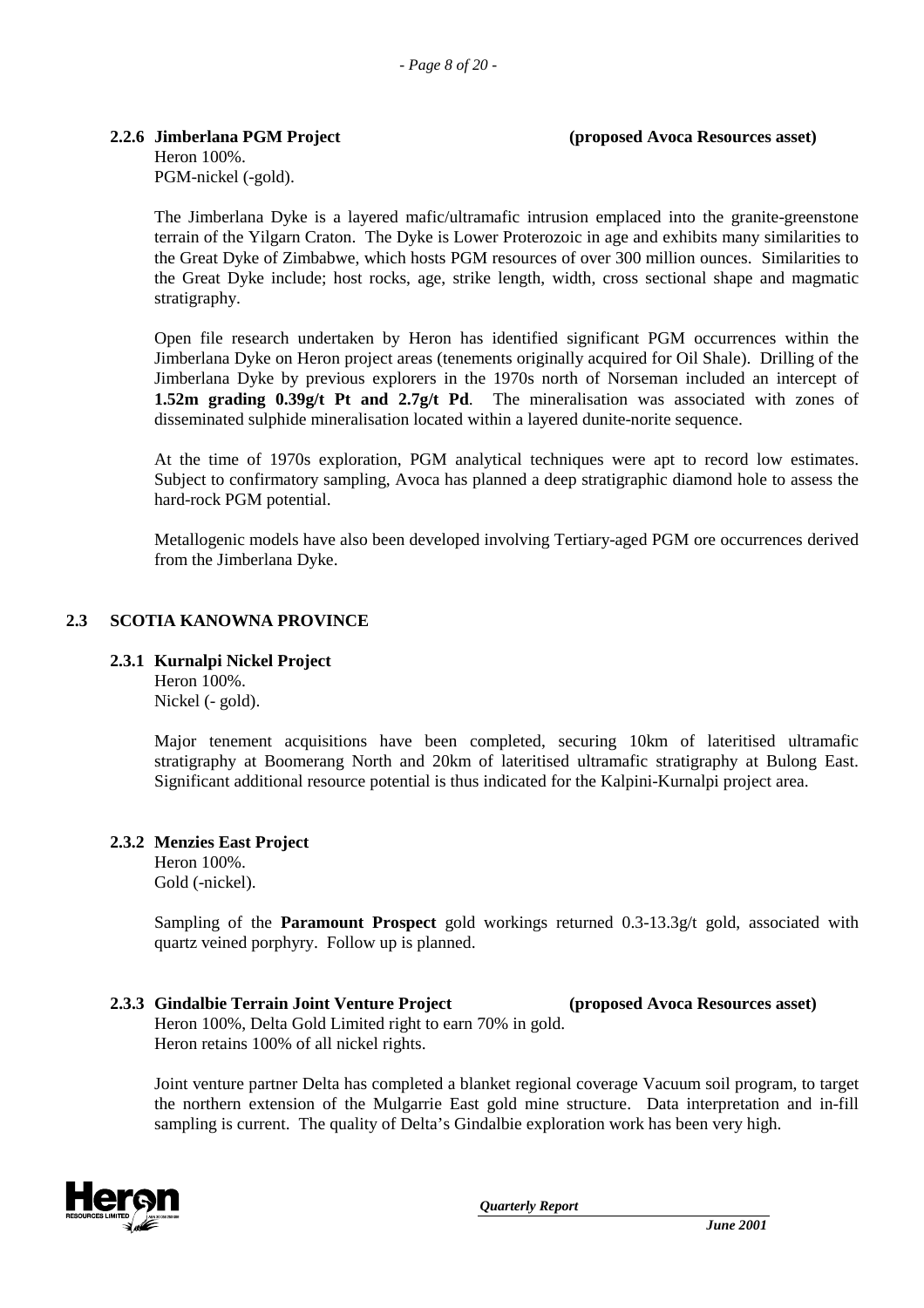#### 2.2.6 Jimberlana PGM Project (proposed Avoca Resources asset)

Heron 100%.
PGM-nickel (-gold).

The Jimberlana Dyke is a layered mafic/ultramafic intrusion emplaced into the granite-greenstone terrain of the Yilgarn Craton. The Dyke is Lower Proterozoic in age and exhibits many similarities to the Great Dyke of Zimbabwe, which hosts PGM resources of over 300 million ounces. Similarities to the Great Dyke include; host rocks, age, strike length, width, cross sectional shape and magmatic stratigraphy.

Open file research undertaken by Heron has identified significant PGM occurrences within the Jimberlana Dyke on Heron project areas (tenements originally acquired for Oil Shale). Drilling of the Jimberlana Dyke by previous explorers in the 1970s north of Norseman included an intercept of **1.52m grading 0.39g/t Pt and 2.7g/t Pd**. The mineralisation was associated with zones of disseminated sulphide mineralisation located within a layered dunite-norite sequence.

At the time of 1970s exploration, PGM analytical techniques were apt to record low estimates. Subject to confirmatory sampling, Avoca has planned a deep stratigraphic diamond hole to assess the hard-rock PGM potential.

Metallogenic models have also been developed involving Tertiary-aged PGM ore occurrences derived from the Jimberlana Dyke.

### 2.3 SCOTIA KANOWNA PROVINCE

#### 2.3.1 Kurnalpi Nickel Project

Heron 100%.
Nickel (- gold).

Major tenement acquisitions have been completed, securing 10km of lateritised ultramafic stratigraphy at Boomerang North and 20km of lateritised ultramafic stratigraphy at Bulong East. Significant additional resource potential is thus indicated for the Kalpini-Kurnalpi project area.

#### 2.3.2 Menzies East Project

Heron 100%.
Gold (-nickel).

Sampling of the **Paramount Prospect** gold workings returned 0.3-13.3g/t gold, associated with quartz veined porphyry. Follow up is planned.

#### 2.3.3 Gindalbie Terrain Joint Venture Project (proposed Avoca Resources asset)

Heron 100%, Delta Gold Limited right to earn 70% in gold.
Heron retains 100% of all nickel rights.

Joint venture partner Delta has completed a blanket regional coverage Vacuum soil program, to target the northern extension of the Mulgarrie East gold mine structure. Data interpretation and in-fill sampling is current. The quality of Delta's Gindalbie exploration work has been very high.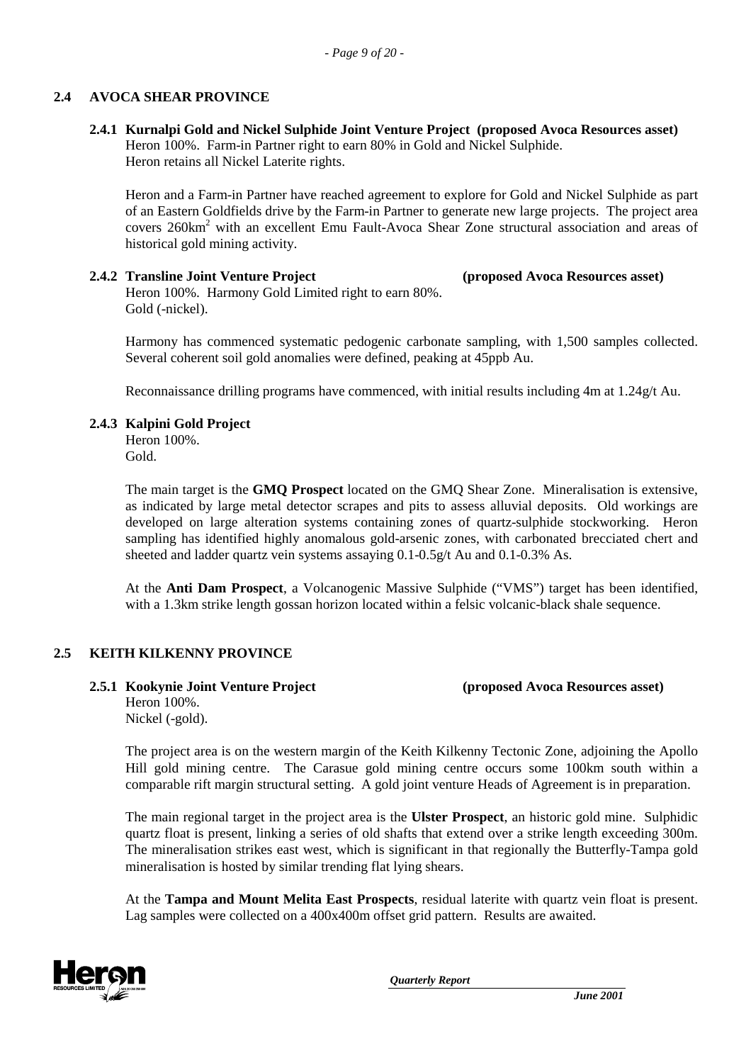## 2.4 AVOCA SHEAR PROVINCE

### 2.4.1 Kurnalpi Gold and Nickel Sulphide Joint Venture Project (proposed Avoca Resources asset)

Heron 100%. Farm-in Partner right to earn 80% in Gold and Nickel Sulphide.
Heron retains all Nickel Laterite rights.

Heron and a Farm-in Partner have reached agreement to explore for Gold and Nickel Sulphide as part of an Eastern Goldfields drive by the Farm-in Partner to generate new large projects. The project area covers 260km$^2$ with an excellent Emu Fault-Avoca Shear Zone structural association and areas of historical gold mining activity.

### 2.4.2 Transline Joint Venture Project (proposed Avoca Resources asset)

Heron 100%. Harmony Gold Limited right to earn 80%.
Gold (-nickel).

Harmony has commenced systematic pedogenic carbonate sampling, with 1,500 samples collected. Several coherent soil gold anomalies were defined, peaking at 45ppb Au.

Reconnaissance drilling programs have commenced, with initial results including 4m at 1.24g/t Au.

### 2.4.3 Kalpini Gold Project

Heron 100%.
Gold.

The main target is the **GMQ Prospect** located on the GMQ Shear Zone. Mineralisation is extensive, as indicated by large metal detector scrapes and pits to assess alluvial deposits. Old workings are developed on large alteration systems containing zones of quartz-sulphide stockworking. Heron sampling has identified highly anomalous gold-arsenic zones, with carbonated brecciated chert and sheeted and ladder quartz vein systems assaying 0.1-0.5g/t Au and 0.1-0.3% As.

At the **Anti Dam Prospect**, a Volcanogenic Massive Sulphide ("VMS") target has been identified, with a 1.3km strike length gossan horizon located within a felsic volcanic-black shale sequence.

## 2.5 KEITH KILKENNY PROVINCE

### 2.5.1 Kookynie Joint Venture Project (proposed Avoca Resources asset)

Heron 100%.
Nickel (-gold).

The project area is on the western margin of the Keith Kilkenny Tectonic Zone, adjoining the Apollo Hill gold mining centre. The Carasue gold mining centre occurs some 100km south within a comparable rift margin structural setting. A gold joint venture Heads of Agreement is in preparation.

The main regional target in the project area is the **Ulster Prospect**, an historic gold mine. Sulphidic quartz float is present, linking a series of old shafts that extend over a strike length exceeding 300m. The mineralisation strikes east west, which is significant in that regionally the Butterfly-Tampa gold mineralisation is hosted by similar trending flat lying shears.

At the **Tampa and Mount Melita East Prospects**, residual laterite with quartz vein float is present. Lag samples were collected on a 400x400m offset grid pattern. Results are awaited.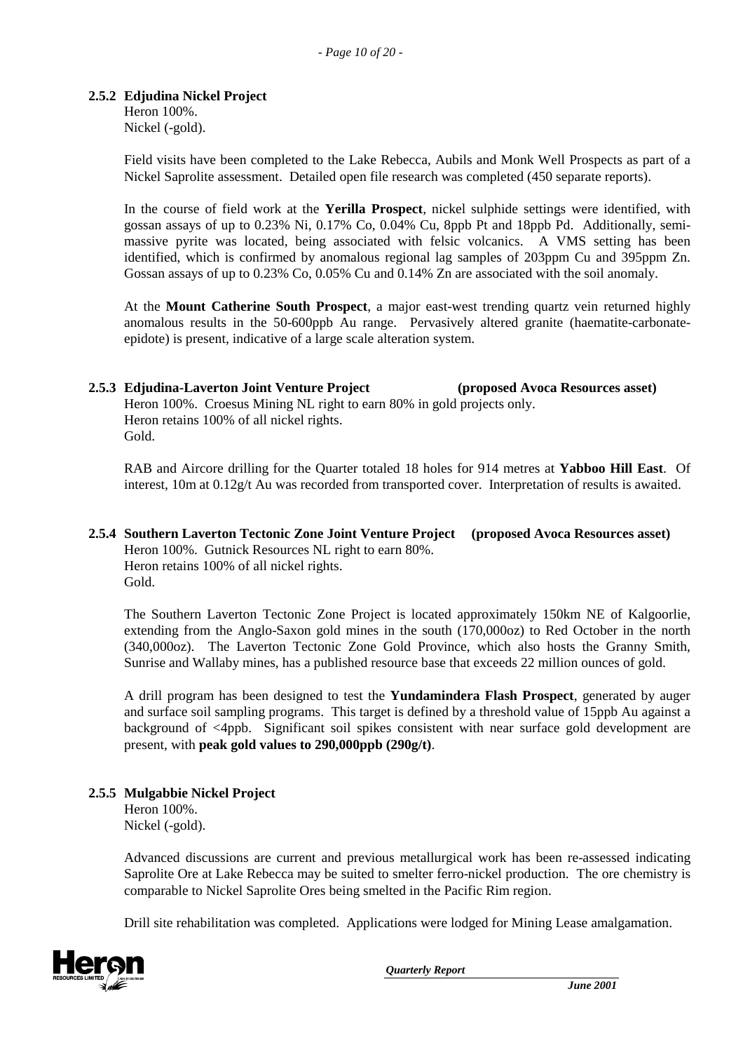### 2.5.2 Edjudina Nickel Project

Heron 100%.
Nickel (-gold).

Field visits have been completed to the Lake Rebecca, Aubils and Monk Well Prospects as part of a Nickel Saprolite assessment. Detailed open file research was completed (450 separate reports).

In the course of field work at the **Yerilla Prospect**, nickel sulphide settings were identified, with gossan assays of up to 0.23% Ni, 0.17% Co, 0.04% Cu, 8ppb Pt and 18ppb Pd. Additionally, semi-massive pyrite was located, being associated with felsic volcanics. A VMS setting has been identified, which is confirmed by anomalous regional lag samples of 203ppm Cu and 395ppm Zn. Gossan assays of up to 0.23% Co, 0.05% Cu and 0.14% Zn are associated with the soil anomaly.

At the **Mount Catherine South Prospect**, a major east-west trending quartz vein returned highly anomalous results in the 50-600ppb Au range. Pervasively altered granite (haematite-carbonate-epidote) is present, indicative of a large scale alteration system.

### 2.5.3 Edjudina-Laverton Joint Venture Project (proposed Avoca Resources asset)

Heron 100%. Croesus Mining NL right to earn 80% in gold projects only.
Heron retains 100% of all nickel rights.
Gold.

RAB and Aircore drilling for the Quarter totaled 18 holes for 914 metres at **Yabboo Hill East**. Of interest, 10m at 0.12g/t Au was recorded from transported cover. Interpretation of results is awaited.

### 2.5.4 Southern Laverton Tectonic Zone Joint Venture Project (proposed Avoca Resources asset)

Heron 100%. Gutnick Resources NL right to earn 80%.
Heron retains 100% of all nickel rights.
Gold.

The Southern Laverton Tectonic Zone Project is located approximately 150km NE of Kalgoorlie, extending from the Anglo-Saxon gold mines in the south (170,000oz) to Red October in the north (340,000oz). The Laverton Tectonic Zone Gold Province, which also hosts the Granny Smith, Sunrise and Wallaby mines, has a published resource base that exceeds 22 million ounces of gold.

A drill program has been designed to test the **Yundamindera Flash Prospect**, generated by auger and surface soil sampling programs. This target is defined by a threshold value of 15ppb Au against a background of <4ppb. Significant soil spikes consistent with near surface gold development are present, with **peak gold values to 290,000ppb (290g/t)**.

### 2.5.5 Mulgabbie Nickel Project

Heron 100%.
Nickel (-gold).

Advanced discussions are current and previous metallurgical work has been re-assessed indicating Saprolite Ore at Lake Rebecca may be suited to smelter ferro-nickel production. The ore chemistry is comparable to Nickel Saprolite Ores being smelted in the Pacific Rim region.

Drill site rehabilitation was completed. Applications were lodged for Mining Lease amalgamation.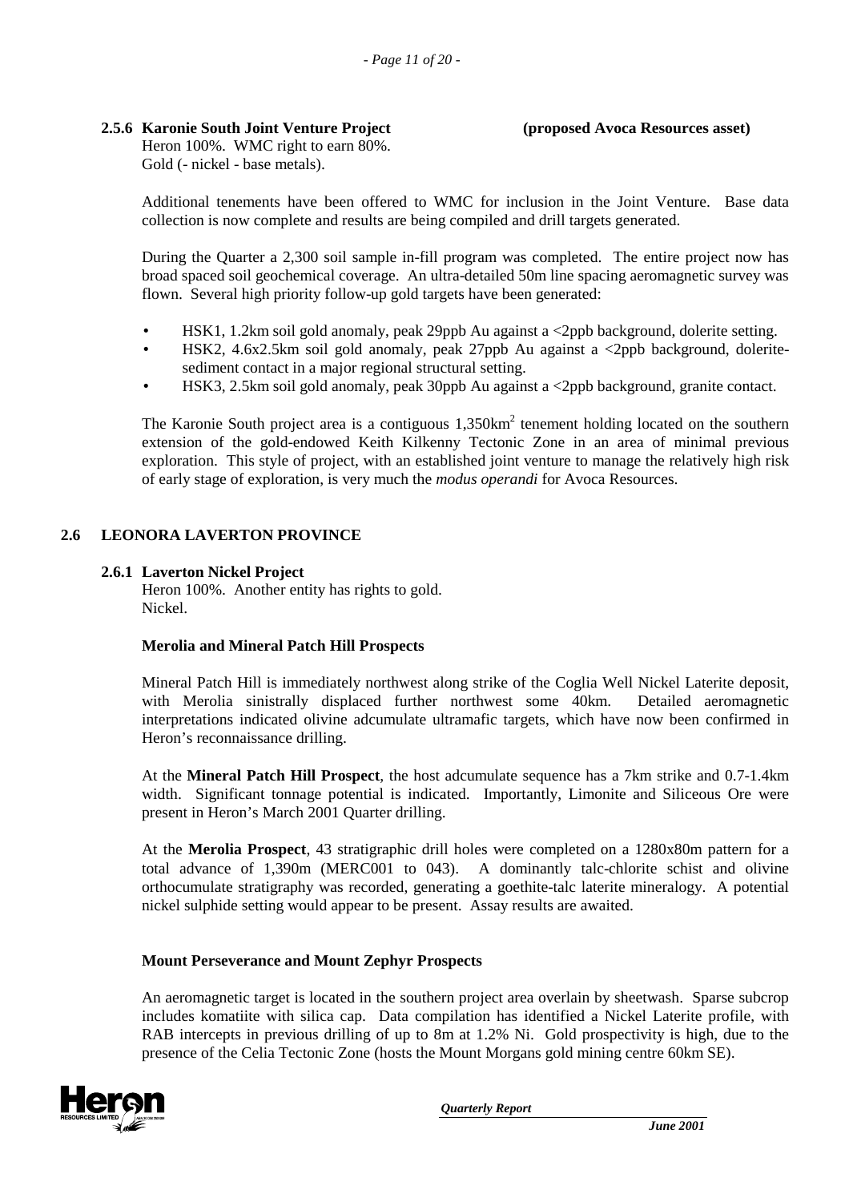### 2.5.6 Karonie South Joint Venture Project (proposed Avoca Resources asset)

Heron 100%. WMC right to earn 80%.
Gold (- nickel - base metals).

Additional tenements have been offered to WMC for inclusion in the Joint Venture. Base data collection is now complete and results are being compiled and drill targets generated.

During the Quarter a 2,300 soil sample in-fill program was completed. The entire project now has broad spaced soil geochemical coverage. An ultra-detailed 50m line spacing aeromagnetic survey was flown. Several high priority follow-up gold targets have been generated:

- HSK1, 1.2km soil gold anomaly, peak 29ppb Au against a <2ppb background, dolerite setting.
- HSK2, 4.6x2.5km soil gold anomaly, peak 27ppb Au against a <2ppb background, dolerite-sediment contact in a major regional structural setting.
- HSK3, 2.5km soil gold anomaly, peak 30ppb Au against a <2ppb background, granite contact.

The Karonie South project area is a contiguous 1,350km$^2$ tenement holding located on the southern extension of the gold-endowed Keith Kilkenny Tectonic Zone in an area of minimal previous exploration. This style of project, with an established joint venture to manage the relatively high risk of early stage of exploration, is very much the *modus operandi* for Avoca Resources.

## 2.6 LEONORA LAVERTON PROVINCE

### 2.6.1 Laverton Nickel Project

Heron 100%. Another entity has rights to gold.
Nickel.

**Merolia and Mineral Patch Hill Prospects**

Mineral Patch Hill is immediately northwest along strike of the Coglia Well Nickel Laterite deposit, with Merolia sinistrally displaced further northwest some 40km. Detailed aeromagnetic interpretations indicated olivine adcumulate ultramafic targets, which have now been confirmed in Heron's reconnaissance drilling.

At the **Mineral Patch Hill Prospect**, the host adcumulate sequence has a 7km strike and 0.7-1.4km width. Significant tonnage potential is indicated. Importantly, Limonite and Siliceous Ore were present in Heron's March 2001 Quarter drilling.

At the **Merolia Prospect**, 43 stratigraphic drill holes were completed on a 1280x80m pattern for a total advance of 1,390m (MERC001 to 043). A dominantly talc-chlorite schist and olivine orthocumulate stratigraphy was recorded, generating a goethite-talc laterite mineralogy. A potential nickel sulphide setting would appear to be present. Assay results are awaited.

**Mount Perseverance and Mount Zephyr Prospects**

An aeromagnetic target is located in the southern project area overlain by sheetwash. Sparse subcrop includes komatiite with silica cap. Data compilation has identified a Nickel Laterite profile, with RAB intercepts in previous drilling of up to 8m at 1.2% Ni. Gold prospectivity is high, due to the presence of the Celia Tectonic Zone (hosts the Mount Morgans gold mining centre 60km SE).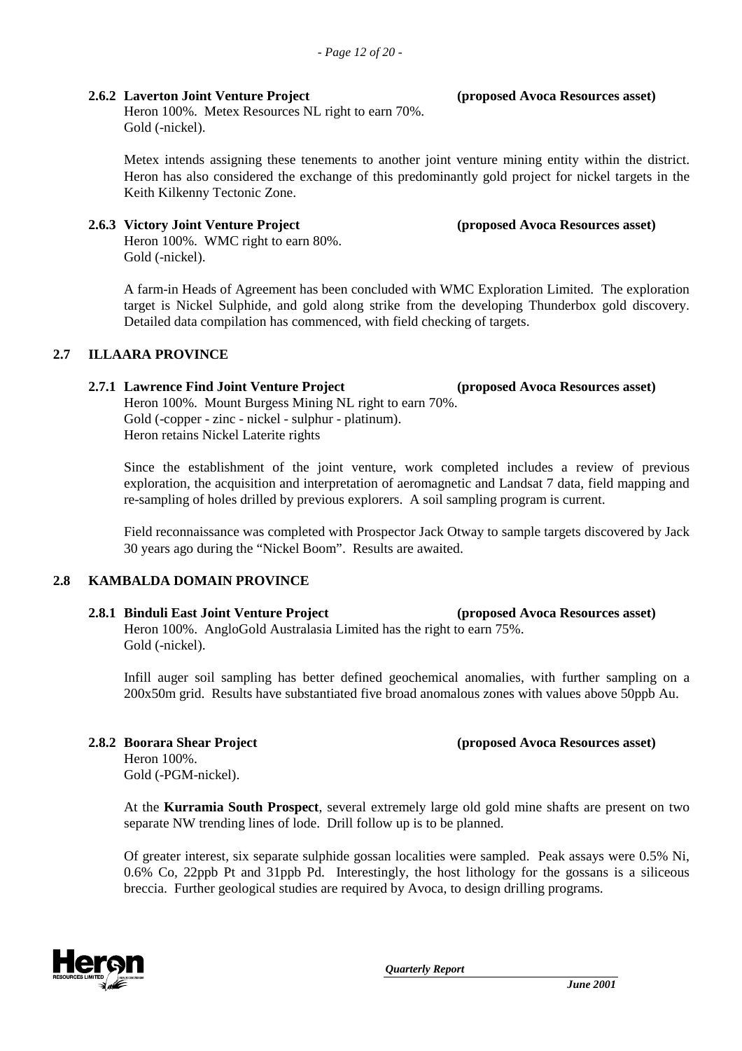#### 2.6.2 Laverton Joint Venture Project **(proposed Avoca Resources asset)**

Heron 100%. Metex Resources NL right to earn 70%.
Gold (-nickel).

Metex intends assigning these tenements to another joint venture mining entity within the district. Heron has also considered the exchange of this predominantly gold project for nickel targets in the Keith Kilkenny Tectonic Zone.

#### 2.6.3 Victory Joint Venture Project **(proposed Avoca Resources asset)**

Heron 100%. WMC right to earn 80%.
Gold (-nickel).

A farm-in Heads of Agreement has been concluded with WMC Exploration Limited. The exploration target is Nickel Sulphide, and gold along strike from the developing Thunderbox gold discovery. Detailed data compilation has commenced, with field checking of targets.

### 2.7 ILLAARA PROVINCE

#### 2.7.1 Lawrence Find Joint Venture Project **(proposed Avoca Resources asset)**

Heron 100%. Mount Burgess Mining NL right to earn 70%.
Gold (-copper - zinc - nickel - sulphur - platinum).
Heron retains Nickel Laterite rights

Since the establishment of the joint venture, work completed includes a review of previous exploration, the acquisition and interpretation of aeromagnetic and Landsat 7 data, field mapping and re-sampling of holes drilled by previous explorers. A soil sampling program is current.

Field reconnaissance was completed with Prospector Jack Otway to sample targets discovered by Jack 30 years ago during the "Nickel Boom". Results are awaited.

### 2.8 KAMBALDA DOMAIN PROVINCE

#### 2.8.1 Binduli East Joint Venture Project **(proposed Avoca Resources asset)**

Heron 100%. AngloGold Australasia Limited has the right to earn 75%.
Gold (-nickel).

Infill auger soil sampling has better defined geochemical anomalies, with further sampling on a 200x50m grid. Results have substantiated five broad anomalous zones with values above 50ppb Au.

#### 2.8.2 Boorara Shear Project **(proposed Avoca Resources asset)**

Heron 100%.
Gold (-PGM-nickel).

At the **Kurramia South Prospect**, several extremely large old gold mine shafts are present on two separate NW trending lines of lode. Drill follow up is to be planned.

Of greater interest, six separate sulphide gossan localities were sampled. Peak assays were 0.5% Ni, 0.6% Co, 22ppb Pt and 31ppb Pd. Interestingly, the host lithology for the gossans is a siliceous breccia. Further geological studies are required by Avoca, to design drilling programs.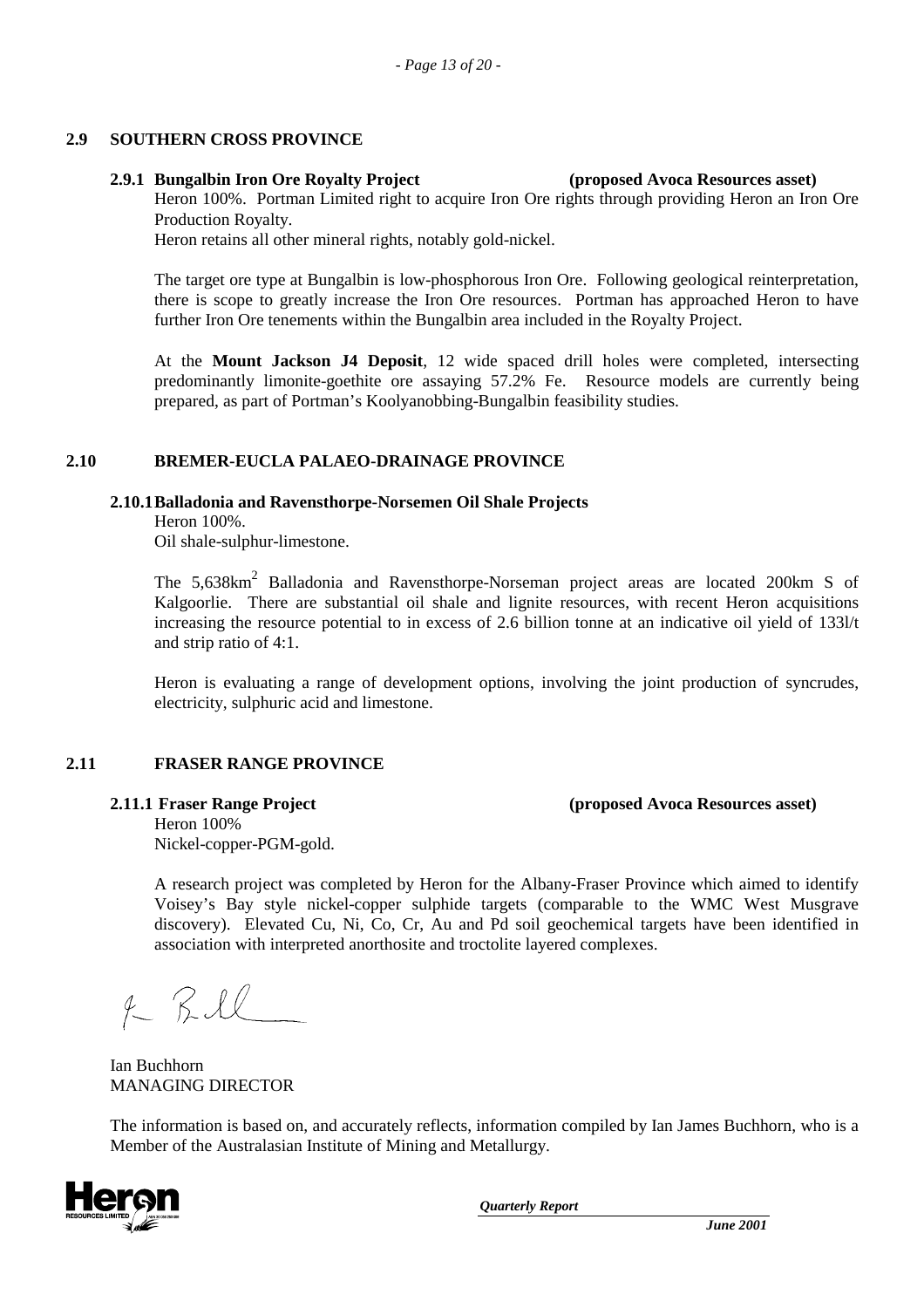## 2.9 SOUTHERN CROSS PROVINCE

### 2.9.1 Bungalbin Iron Ore Royalty Project (proposed Avoca Resources asset)

Heron 100%. Portman Limited right to acquire Iron Ore rights through providing Heron an Iron Ore Production Royalty.
Heron retains all other mineral rights, notably gold-nickel.

The target ore type at Bungalbin is low-phosphorous Iron Ore. Following geological reinterpretation, there is scope to greatly increase the Iron Ore resources. Portman has approached Heron to have further Iron Ore tenements within the Bungalbin area included in the Royalty Project.

At the **Mount Jackson J4 Deposit**, 12 wide spaced drill holes were completed, intersecting predominantly limonite-goethite ore assaying 57.2% Fe. Resource models are currently being prepared, as part of Portman's Koolyanobbing-Bungalbin feasibility studies.

## 2.10 BREMER-EUCLA PALAEO-DRAINAGE PROVINCE

### 2.10.1 Balladonia and Ravensthorpe-Norsemen Oil Shale Projects

Heron 100%.
Oil shale-sulphur-limestone.

The 5,638km$^2$ Balladonia and Ravensthorpe-Norseman project areas are located 200km S of Kalgoorlie. There are substantial oil shale and lignite resources, with recent Heron acquisitions increasing the resource potential to in excess of 2.6 billion tonne at an indicative oil yield of 133l/t and strip ratio of 4:1.

Heron is evaluating a range of development options, involving the joint production of syncrudes, electricity, sulphuric acid and limestone.

## 2.11 FRASER RANGE PROVINCE

### 2.11.1 Fraser Range Project (proposed Avoca Resources asset)

Heron 100%
Nickel-copper-PGM-gold.

A research project was completed by Heron for the Albany-Fraser Province which aimed to identify Voisey's Bay style nickel-copper sulphide targets (comparable to the WMC West Musgrave discovery). Elevated Cu, Ni, Co, Cr, Au and Pd soil geochemical targets have been identified in association with interpreted anorthosite and troctolite layered complexes.

Ian Buchhorn
MANAGING DIRECTOR

The information is based on, and accurately reflects, information compiled by Ian James Buchhorn, who is a Member of the Australasian Institute of Mining and Metallurgy.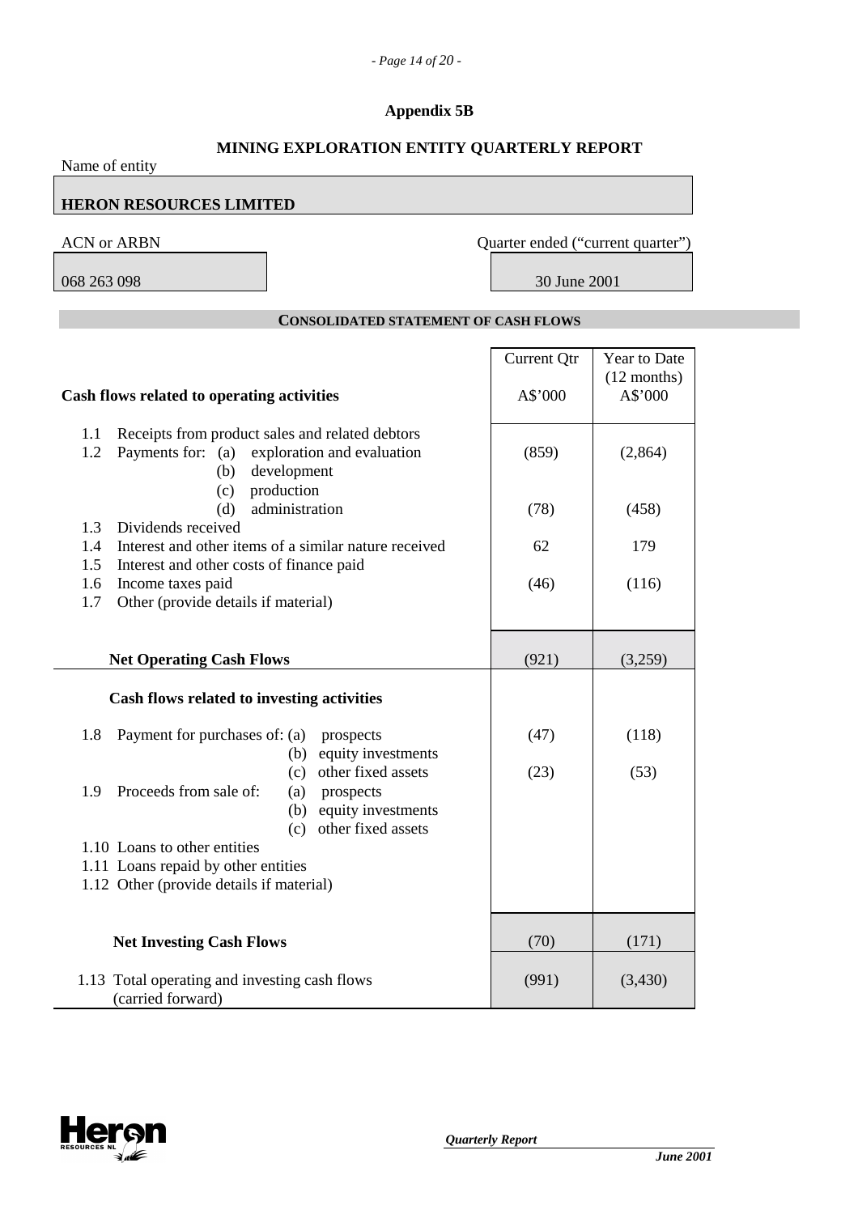## Appendix 5B

## MINING EXPLORATION ENTITY QUARTERLY REPORT

Name of entity

**HERON RESOURCES LIMITED**

| ACN or ARBN | Quarter ended ("current quarter") |
|---|---|
| 068 263 098 | 30 June 2001 |

### CONSOLIDATED STATEMENT OF CASH FLOWS

| Cash flows related to operating activities | Current Qtr A$'000 | Year to Date (12 months) A$'000 |
|---|---|---|
| 1.1 Receipts from product sales and related debtors | | |
| 1.2 Payments for: (a) exploration and evaluation | (859) | (2,864) |
| (b) development | | |
| (c) production | | |
| (d) administration | (78) | (458) |
| 1.3 Dividends received | | |
| 1.4 Interest and other items of a similar nature received | 62 | 179 |
| 1.5 Interest and other costs of finance paid | | |
| 1.6 Income taxes paid | (46) | (116) |
| 1.7 Other (provide details if material) | | |
| **Net Operating Cash Flows** | (921) | (3,259) |
| **Cash flows related to investing activities** | | |
| 1.8 Payment for purchases of: (a) prospects | (47) | (118) |
| (b) equity investments | | |
| (c) other fixed assets | (23) | (53) |
| 1.9 Proceeds from sale of: (a) prospects | | |
| (b) equity investments | | |
| (c) other fixed assets | | |
| 1.10 Loans to other entities | | |
| 1.11 Loans repaid by other entities | | |
| 1.12 Other (provide details if material) | | |
| **Net Investing Cash Flows** | (70) | (171) |
| 1.13 Total operating and investing cash flows (carried forward) | (991) | (3,430) |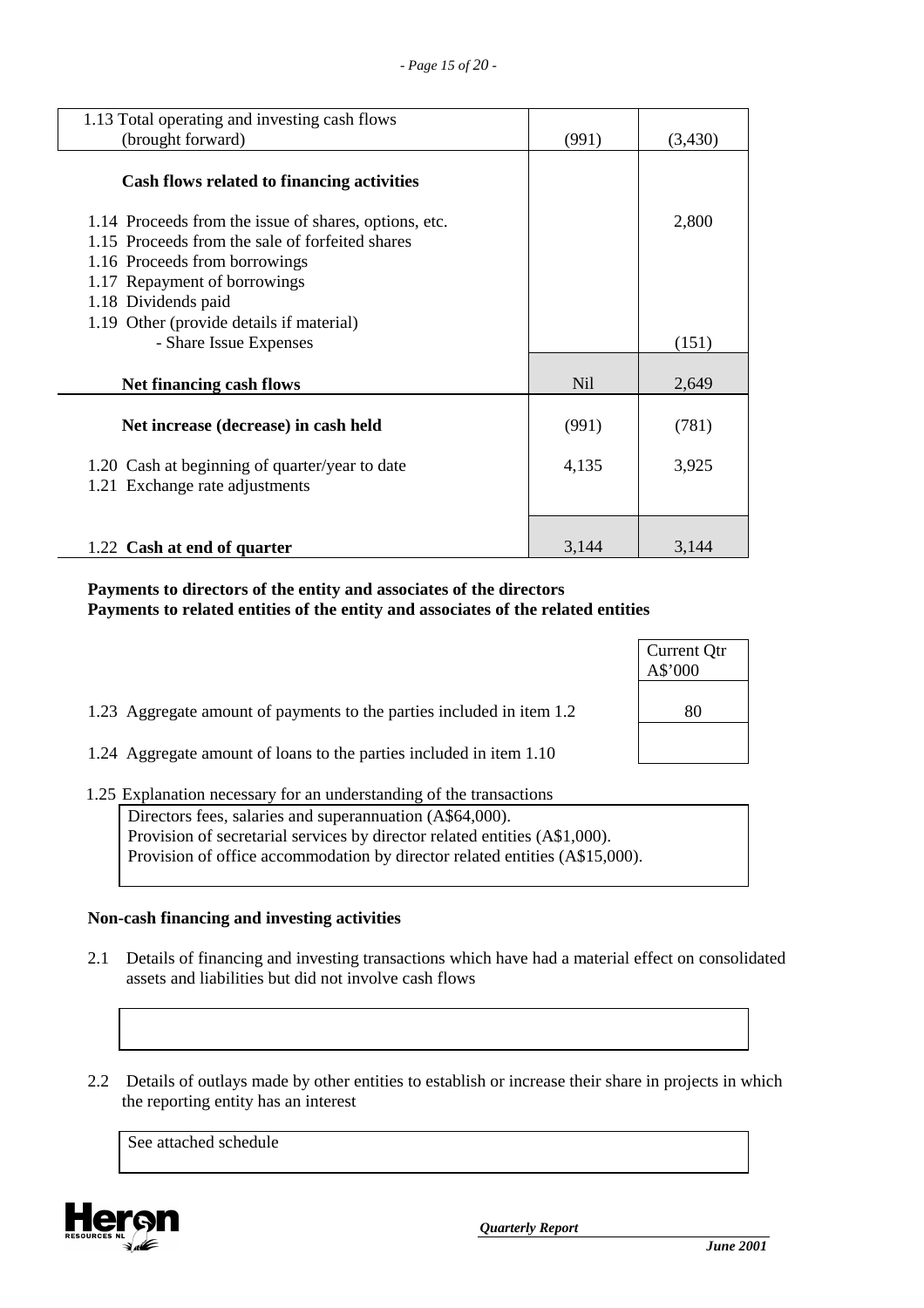| | Current quarter | Year to date |
|---|---|---|
| 1.13 Total operating and investing cash flows (brought forward) | (991) | (3,430) |
| **Cash flows related to financing activities** | | |
| 1.14 Proceeds from the issue of shares, options, etc. | | 2,800 |
| 1.15 Proceeds from the sale of forfeited shares | | |
| 1.16 Proceeds from borrowings | | |
| 1.17 Repayment of borrowings | | |
| 1.18 Dividends paid | | |
| 1.19 Other (provide details if material) | | |
| - Share Issue Expenses | | (151) |
| **Net financing cash flows** | Nil | 2,649 |
| **Net increase (decrease) in cash held** | (991) | (781) |
| 1.20 Cash at beginning of quarter/year to date | 4,135 | 3,925 |
| 1.21 Exchange rate adjustments | | |
| 1.22 **Cash at end of quarter** | 3,144 | 3,144 |

**Payments to directors of the entity and associates of the directors**
**Payments to related entities of the entity and associates of the related entities**

| | Current Qtr A$'000 |
|---|---|
| 1.23 Aggregate amount of payments to the parties included in item 1.2 | 80 |
| 1.24 Aggregate amount of loans to the parties included in item 1.10 | |

1.25 Explanation necessary for an understanding of the transactions

Directors fees, salaries and superannuation (A$64,000).
Provision of secretarial services by director related entities (A$1,000).
Provision of office accommodation by director related entities (A$15,000).

**Non-cash financing and investing activities**

2.1 Details of financing and investing transactions which have had a material effect on consolidated assets and liabilities but did not involve cash flows

2.2 Details of outlays made by other entities to establish or increase their share in projects in which the reporting entity has an interest

See attached schedule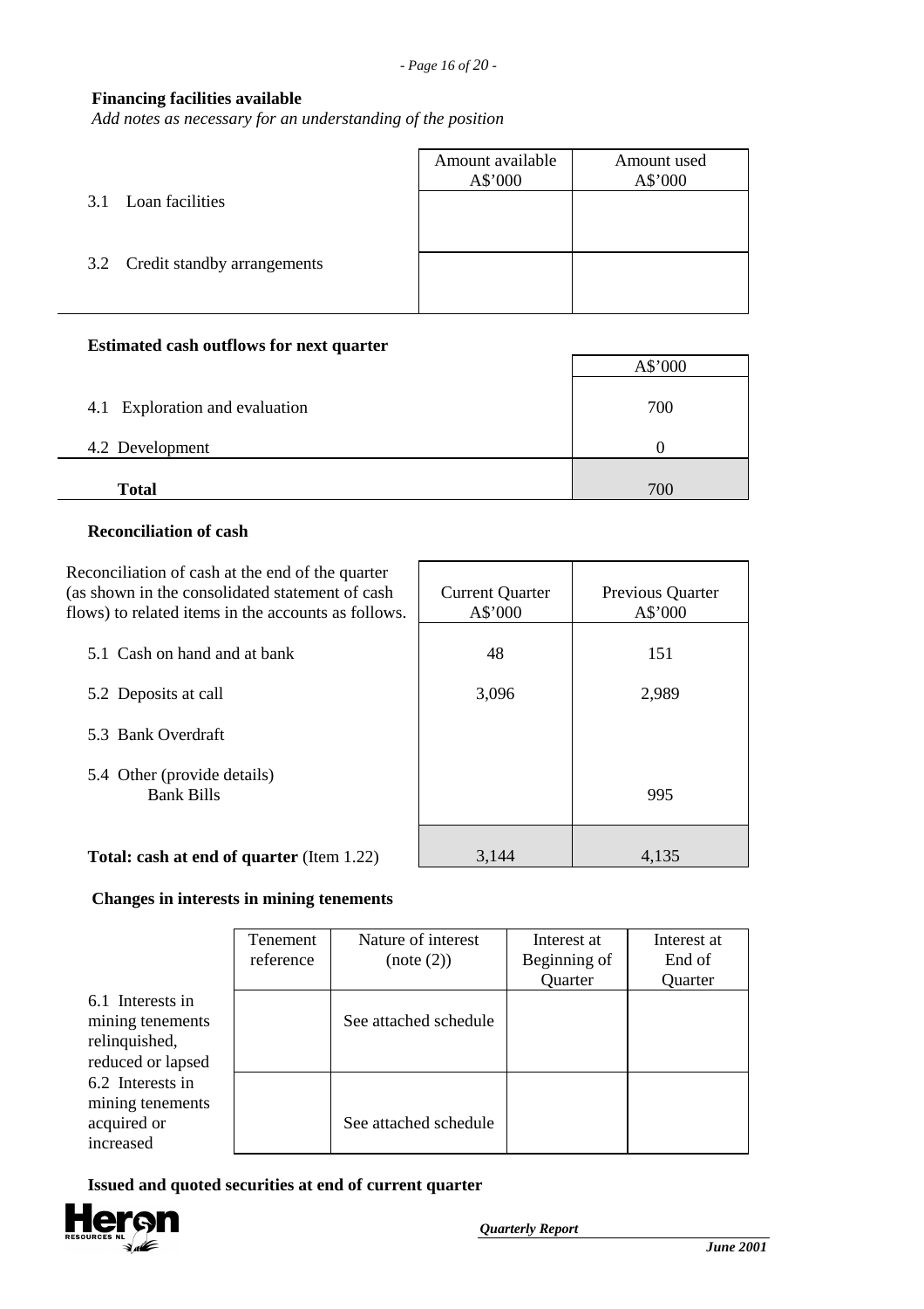**Financing facilities available**

*Add notes as necessary for an understanding of the position*

| | Amount available A$'000 | Amount used A$'000 |
|---|---|---|
| 3.1 Loan facilities | | |
| 3.2 Credit standby arrangements | | |

**Estimated cash outflows for next quarter**

| | A$'000 |
|---|---|
| 4.1 Exploration and evaluation | 700 |
| 4.2 Development | 0 |
| **Total** | 700 |

**Reconciliation of cash**

| Reconciliation of cash at the end of the quarter (as shown in the consolidated statement of cash flows) to related items in the accounts as follows. | Current Quarter A$'000 | Previous Quarter A$'000 |
|---|---|---|
| 5.1 Cash on hand and at bank | 48 | 151 |
| 5.2 Deposits at call | 3,096 | 2,989 |
| 5.3 Bank Overdraft | | |
| 5.4 Other (provide details) Bank Bills | | 995 |
| **Total: cash at end of quarter** (Item 1.22) | 3,144 | 4,135 |

**Changes in interests in mining tenements**

| | Tenement reference | Nature of interest (note (2)) | Interest at Beginning of Quarter | Interest at End of Quarter |
|---|---|---|---|---|
| 6.1 Interests in mining tenements relinquished, reduced or lapsed | | See attached schedule | | |
| 6.2 Interests in mining tenements acquired or increased | | See attached schedule | | |

**Issued and quoted securities at end of current quarter**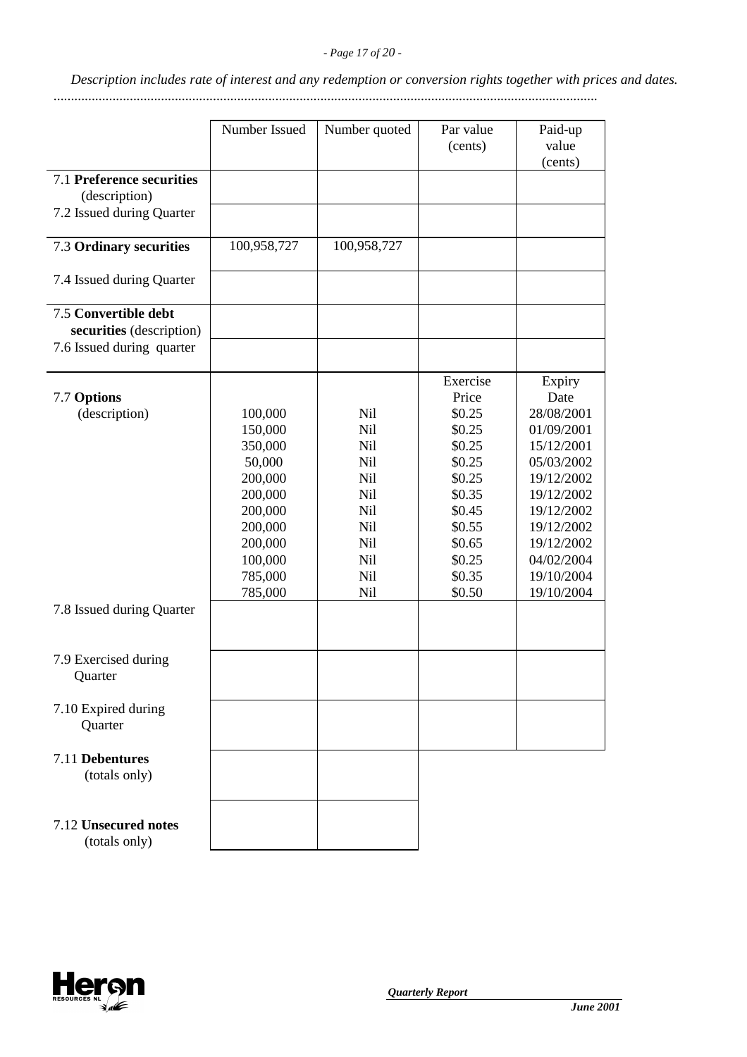*Description includes rate of interest and any redemption or conversion rights together with prices and dates.*

............................................................................................................................................................

| | Number Issued | Number quoted | Par value (cents) | Paid-up value (cents) |
|---|---|---|---|---|
| 7.1 **Preference securities** (description) | | | | |
| 7.2 Issued during Quarter | | | | |
| 7.3 **Ordinary securities** | 100,958,727 | 100,958,727 | | |
| 7.4 Issued during Quarter | | | | |
| 7.5 **Convertible debt securities** (description) | | | | |
| 7.6 Issued during quarter | | | | |
| | | | Exercise Price | Expiry Date |
| 7.7 **Options** (description) | 100,000 | Nil | $0.25 | 28/08/2001 |
| | 150,000 | Nil | $0.25 | 01/09/2001 |
| | 350,000 | Nil | $0.25 | 15/12/2001 |
| | 50,000 | Nil | $0.25 | 05/03/2002 |
| | 200,000 | Nil | $0.25 | 19/12/2002 |
| | 200,000 | Nil | $0.35 | 19/12/2002 |
| | 200,000 | Nil | $0.45 | 19/12/2002 |
| | 200,000 | Nil | $0.55 | 19/12/2002 |
| | 200,000 | Nil | $0.65 | 19/12/2002 |
| | 100,000 | Nil | $0.25 | 04/02/2004 |
| | 785,000 | Nil | $0.35 | 19/10/2004 |
| | 785,000 | Nil | $0.50 | 19/10/2004 |
| 7.8 Issued during Quarter | | | | |
| 7.9 Exercised during Quarter | | | | |
| 7.10 Expired during Quarter | | | | |
| 7.11 **Debentures** (totals only) | | | | |
| 7.12 **Unsecured notes** (totals only) | | | | |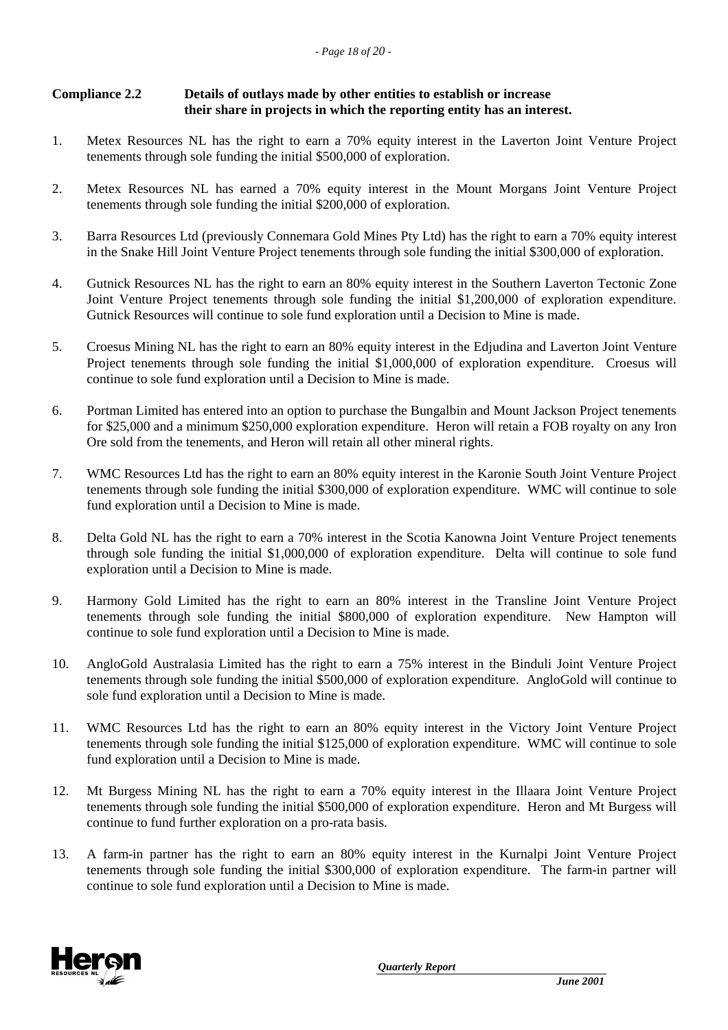**Compliance 2.2 Details of outlays made by other entities to establish or increase their share in projects in which the reporting entity has an interest.**

1. Metex Resources NL has the right to earn a 70% equity interest in the Laverton Joint Venture Project tenements through sole funding the initial \$500,000 of exploration.

2. Metex Resources NL has earned a 70% equity interest in the Mount Morgans Joint Venture Project tenements through sole funding the initial \$200,000 of exploration.

3. Barra Resources Ltd (previously Connemara Gold Mines Pty Ltd) has the right to earn a 70% equity interest in the Snake Hill Joint Venture Project tenements through sole funding the initial \$300,000 of exploration.

4. Gutnick Resources NL has the right to earn an 80% equity interest in the Southern Laverton Tectonic Zone Joint Venture Project tenements through sole funding the initial \$1,200,000 of exploration expenditure. Gutnick Resources will continue to sole fund exploration until a Decision to Mine is made.

5. Croesus Mining NL has the right to earn an 80% equity interest in the Edjudina and Laverton Joint Venture Project tenements through sole funding the initial \$1,000,000 of exploration expenditure. Croesus will continue to sole fund exploration until a Decision to Mine is made.

6. Portman Limited has entered into an option to purchase the Bungalbin and Mount Jackson Project tenements for \$25,000 and a minimum \$250,000 exploration expenditure. Heron will retain a FOB royalty on any Iron Ore sold from the tenements, and Heron will retain all other mineral rights.

7. WMC Resources Ltd has the right to earn an 80% equity interest in the Karonie South Joint Venture Project tenements through sole funding the initial \$300,000 of exploration expenditure. WMC will continue to sole fund exploration until a Decision to Mine is made.

8. Delta Gold NL has the right to earn a 70% interest in the Scotia Kanowna Joint Venture Project tenements through sole funding the initial \$1,000,000 of exploration expenditure. Delta will continue to sole fund exploration until a Decision to Mine is made.

9. Harmony Gold Limited has the right to earn an 80% interest in the Transline Joint Venture Project tenements through sole funding the initial \$800,000 of exploration expenditure. New Hampton will continue to sole fund exploration until a Decision to Mine is made.

10. AngloGold Australasia Limited has the right to earn a 75% interest in the Binduli Joint Venture Project tenements through sole funding the initial \$500,000 of exploration expenditure. AngloGold will continue to sole fund exploration until a Decision to Mine is made.

11. WMC Resources Ltd has the right to earn an 80% equity interest in the Victory Joint Venture Project tenements through sole funding the initial \$125,000 of exploration expenditure. WMC will continue to sole fund exploration until a Decision to Mine is made.

12. Mt Burgess Mining NL has the right to earn a 70% equity interest in the Illaara Joint Venture Project tenements through sole funding the initial \$500,000 of exploration expenditure. Heron and Mt Burgess will continue to fund further exploration on a pro-rata basis.

13. A farm-in partner has the right to earn an 80% equity interest in the Kurnalpi Joint Venture Project tenements through sole funding the initial \$300,000 of exploration expenditure. The farm-in partner will continue to sole fund exploration until a Decision to Mine is made.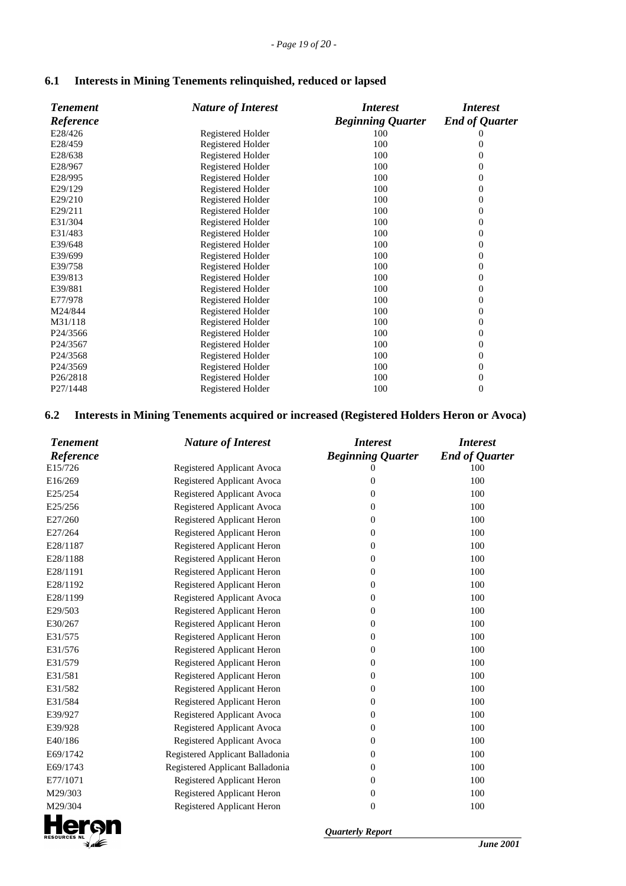## 6.1 Interests in Mining Tenements relinquished, reduced or lapsed

| *Tenement Reference* | *Nature of Interest* | *Interest Beginning Quarter* | *Interest End of Quarter* |
|---|---|---|---|
| E28/426 | Registered Holder | 100 | 0 |
| E28/459 | Registered Holder | 100 | 0 |
| E28/638 | Registered Holder | 100 | 0 |
| E28/967 | Registered Holder | 100 | 0 |
| E28/995 | Registered Holder | 100 | 0 |
| E29/129 | Registered Holder | 100 | 0 |
| E29/210 | Registered Holder | 100 | 0 |
| E29/211 | Registered Holder | 100 | 0 |
| E31/304 | Registered Holder | 100 | 0 |
| E31/483 | Registered Holder | 100 | 0 |
| E39/648 | Registered Holder | 100 | 0 |
| E39/699 | Registered Holder | 100 | 0 |
| E39/758 | Registered Holder | 100 | 0 |
| E39/813 | Registered Holder | 100 | 0 |
| E39/881 | Registered Holder | 100 | 0 |
| E77/978 | Registered Holder | 100 | 0 |
| M24/844 | Registered Holder | 100 | 0 |
| M31/118 | Registered Holder | 100 | 0 |
| P24/3566 | Registered Holder | 100 | 0 |
| P24/3567 | Registered Holder | 100 | 0 |
| P24/3568 | Registered Holder | 100 | 0 |
| P24/3569 | Registered Holder | 100 | 0 |
| P26/2818 | Registered Holder | 100 | 0 |
| P27/1448 | Registered Holder | 100 | 0 |

## 6.2 Interests in Mining Tenements acquired or increased (Registered Holders Heron or Avoca)

| *Tenement Reference* | *Nature of Interest* | *Interest Beginning Quarter* | *Interest End of Quarter* |
|---|---|---|---|
| E15/726 | Registered Applicant Avoca | 0 | 100 |
| E16/269 | Registered Applicant Avoca | 0 | 100 |
| E25/254 | Registered Applicant Avoca | 0 | 100 |
| E25/256 | Registered Applicant Avoca | 0 | 100 |
| E27/260 | Registered Applicant Heron | 0 | 100 |
| E27/264 | Registered Applicant Heron | 0 | 100 |
| E28/1187 | Registered Applicant Heron | 0 | 100 |
| E28/1188 | Registered Applicant Heron | 0 | 100 |
| E28/1191 | Registered Applicant Heron | 0 | 100 |
| E28/1192 | Registered Applicant Heron | 0 | 100 |
| E28/1199 | Registered Applicant Avoca | 0 | 100 |
| E29/503 | Registered Applicant Heron | 0 | 100 |
| E30/267 | Registered Applicant Heron | 0 | 100 |
| E31/575 | Registered Applicant Heron | 0 | 100 |
| E31/576 | Registered Applicant Heron | 0 | 100 |
| E31/579 | Registered Applicant Heron | 0 | 100 |
| E31/581 | Registered Applicant Heron | 0 | 100 |
| E31/582 | Registered Applicant Heron | 0 | 100 |
| E31/584 | Registered Applicant Heron | 0 | 100 |
| E39/927 | Registered Applicant Avoca | 0 | 100 |
| E39/928 | Registered Applicant Avoca | 0 | 100 |
| E40/186 | Registered Applicant Avoca | 0 | 100 |
| E69/1742 | Registered Applicant Balladonia | 0 | 100 |
| E69/1743 | Registered Applicant Balladonia | 0 | 100 |
| E77/1071 | Registered Applicant Heron | 0 | 100 |
| M29/303 | Registered Applicant Heron | 0 | 100 |
| M29/304 | Registered Applicant Heron | 0 | 100 |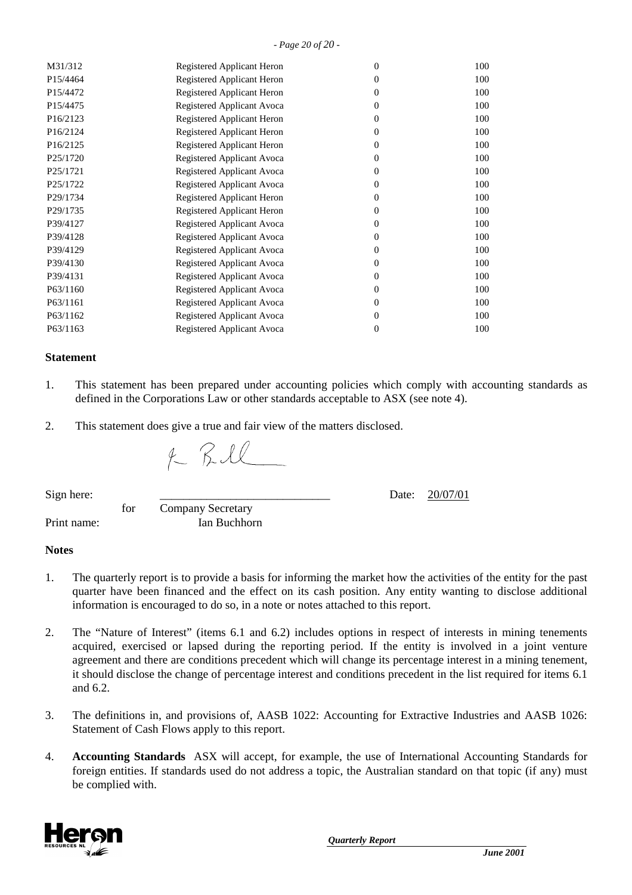| | | | |
|---|---|---|---|
| M31/312 | Registered Applicant Heron | 0 | 100 |
| P15/4464 | Registered Applicant Heron | 0 | 100 |
| P15/4472 | Registered Applicant Heron | 0 | 100 |
| P15/4475 | Registered Applicant Avoca | 0 | 100 |
| P16/2123 | Registered Applicant Heron | 0 | 100 |
| P16/2124 | Registered Applicant Heron | 0 | 100 |
| P16/2125 | Registered Applicant Heron | 0 | 100 |
| P25/1720 | Registered Applicant Avoca | 0 | 100 |
| P25/1721 | Registered Applicant Avoca | 0 | 100 |
| P25/1722 | Registered Applicant Avoca | 0 | 100 |
| P29/1734 | Registered Applicant Heron | 0 | 100 |
| P29/1735 | Registered Applicant Heron | 0 | 100 |
| P39/4127 | Registered Applicant Avoca | 0 | 100 |
| P39/4128 | Registered Applicant Avoca | 0 | 100 |
| P39/4129 | Registered Applicant Avoca | 0 | 100 |
| P39/4130 | Registered Applicant Avoca | 0 | 100 |
| P39/4131 | Registered Applicant Avoca | 0 | 100 |
| P63/1160 | Registered Applicant Avoca | 0 | 100 |
| P63/1161 | Registered Applicant Avoca | 0 | 100 |
| P63/1162 | Registered Applicant Avoca | 0 | 100 |
| P63/1163 | Registered Applicant Avoca | 0 | 100 |

**Statement**

1. This statement has been prepared under accounting policies which comply with accounting standards as defined in the Corporations Law or other standards acceptable to ASX (see note 4).

2. This statement does give a true and fair view of the matters disclosed.

Sign here: ____________________________ Date: 20/07/01
for Company Secretary

Print name: Ian Buchhorn

**Notes**

1. The quarterly report is to provide a basis for informing the market how the activities of the entity for the past quarter have been financed and the effect on its cash position. Any entity wanting to disclose additional information is encouraged to do so, in a note or notes attached to this report.

2. The "Nature of Interest" (items 6.1 and 6.2) includes options in respect of interests in mining tenements acquired, exercised or lapsed during the reporting period. If the entity is involved in a joint venture agreement and there are conditions precedent which will change its percentage interest in a mining tenement, it should disclose the change of percentage interest and conditions precedent in the list required for items 6.1 and 6.2.

3. The definitions in, and provisions of, AASB 1022: Accounting for Extractive Industries and AASB 1026: Statement of Cash Flows apply to this report.

4. **Accounting Standards** ASX will accept, for example, the use of International Accounting Standards for foreign entities. If standards used do not address a topic, the Australian standard on that topic (if any) must be complied with.